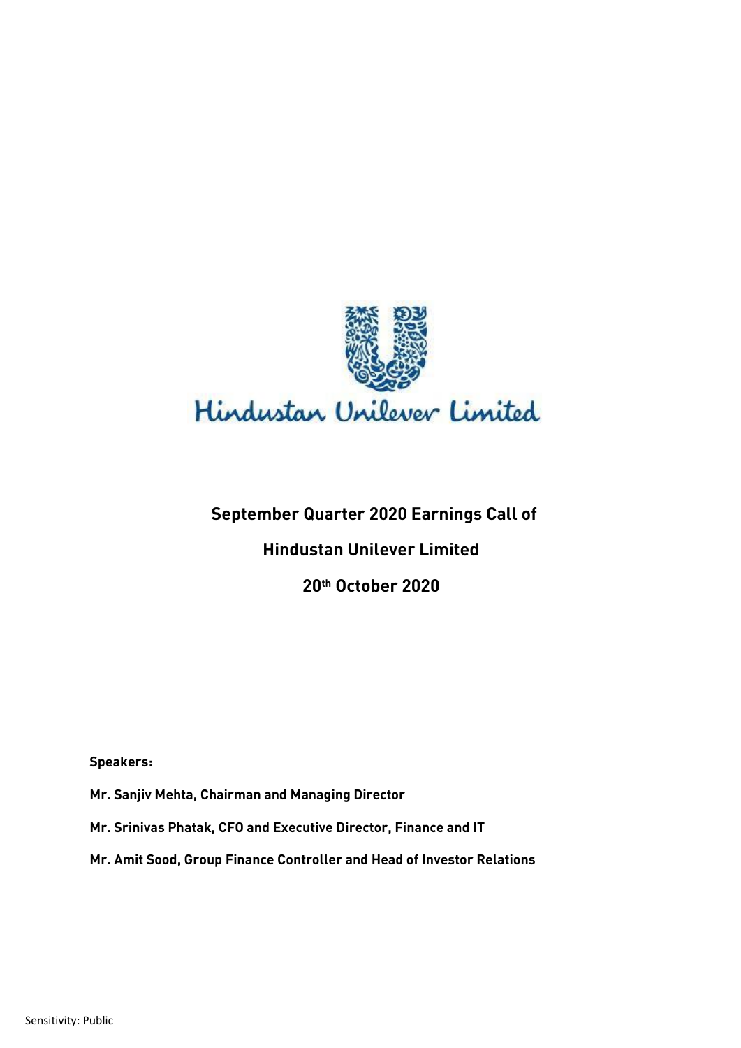Hindustan Unilever Limited

# September Quarter 2020 Earnings Call of

# Hindustan Unilever Limited

# 20th October 2020

**Speakers:**

**Mr. Sanjiv Mehta, Chairman and Managing Director**

**Mr. Srinivas Phatak, CFO and Executive Director, Finance and IT**

**Mr. Amit Sood, Group Finance Controller and Head of Investor Relations**

Sensitivity: Public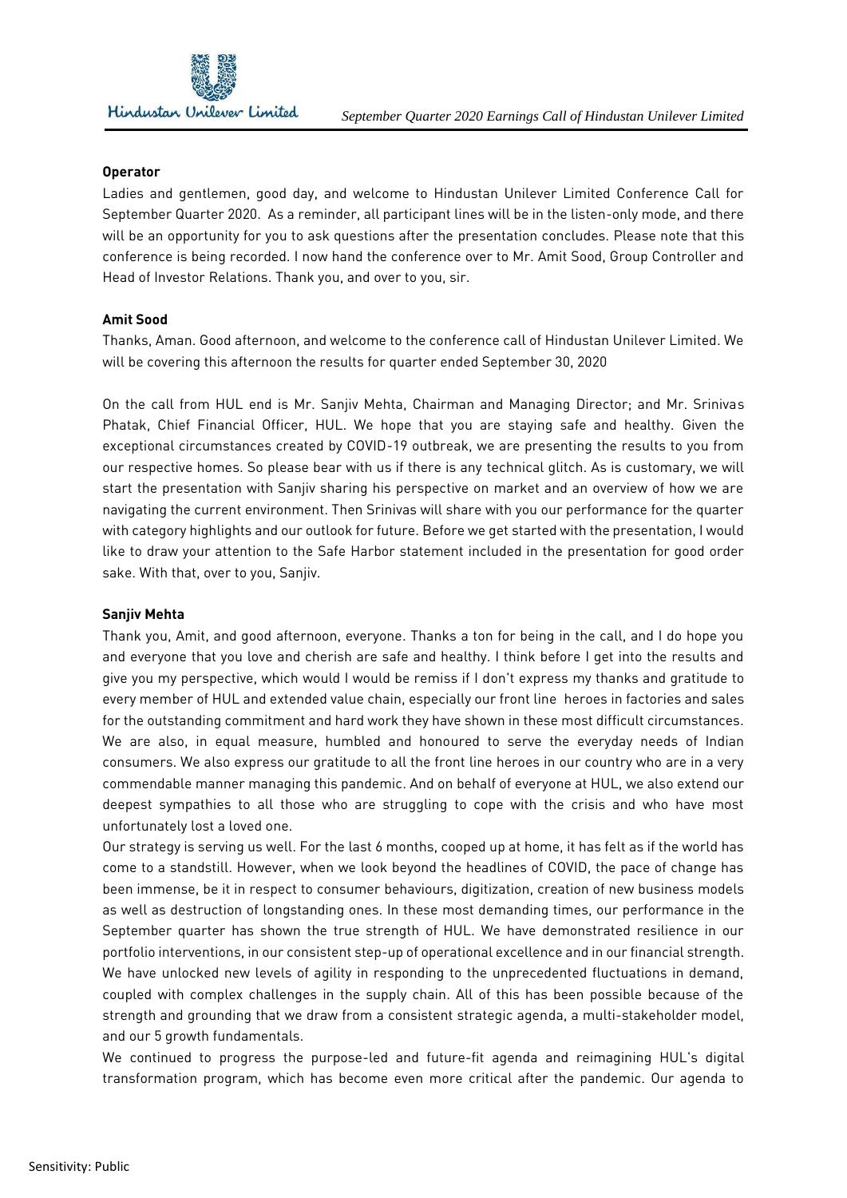**Operator**

Ladies and gentlemen, good day, and welcome to Hindustan Unilever Limited Conference Call for September Quarter 2020. As a reminder, all participant lines will be in the listen-only mode, and there will be an opportunity for you to ask questions after the presentation concludes. Please note that this conference is being recorded. I now hand the conference over to Mr. Amit Sood, Group Controller and Head of Investor Relations. Thank you, and over to you, sir.

**Amit Sood**

Thanks, Aman. Good afternoon, and welcome to the conference call of Hindustan Unilever Limited. We will be covering this afternoon the results for quarter ended September 30, 2020

On the call from HUL end is Mr. Sanjiv Mehta, Chairman and Managing Director; and Mr. Srinivas Phatak, Chief Financial Officer, HUL. We hope that you are staying safe and healthy. Given the exceptional circumstances created by COVID-19 outbreak, we are presenting the results to you from our respective homes. So please bear with us if there is any technical glitch. As is customary, we will start the presentation with Sanjiv sharing his perspective on market and an overview of how we are navigating the current environment. Then Srinivas will share with you our performance for the quarter with category highlights and our outlook for future. Before we get started with the presentation, I would like to draw your attention to the Safe Harbor statement included in the presentation for good order sake. With that, over to you, Sanjiv.

**Sanjiv Mehta**

Thank you, Amit, and good afternoon, everyone. Thanks a ton for being in the call, and I do hope you and everyone that you love and cherish are safe and healthy. I think before I get into the results and give you my perspective, which would I would be remiss if I don't express my thanks and gratitude to every member of HUL and extended value chain, especially our front line heroes in factories and sales for the outstanding commitment and hard work they have shown in these most difficult circumstances. We are also, in equal measure, humbled and honoured to serve the everyday needs of Indian consumers. We also express our gratitude to all the front line heroes in our country who are in a very commendable manner managing this pandemic. And on behalf of everyone at HUL, we also extend our deepest sympathies to all those who are struggling to cope with the crisis and who have most unfortunately lost a loved one.

Our strategy is serving us well. For the last 6 months, cooped up at home, it has felt as if the world has come to a standstill. However, when we look beyond the headlines of COVID, the pace of change has been immense, be it in respect to consumer behaviours, digitization, creation of new business models as well as destruction of longstanding ones. In these most demanding times, our performance in the September quarter has shown the true strength of HUL. We have demonstrated resilience in our portfolio interventions, in our consistent step-up of operational excellence and in our financial strength. We have unlocked new levels of agility in responding to the unprecedented fluctuations in demand, coupled with complex challenges in the supply chain. All of this has been possible because of the strength and grounding that we draw from a consistent strategic agenda, a multi-stakeholder model, and our 5 growth fundamentals.

We continued to progress the purpose-led and future-fit agenda and reimagining HUL's digital transformation program, which has become even more critical after the pandemic. Our agenda to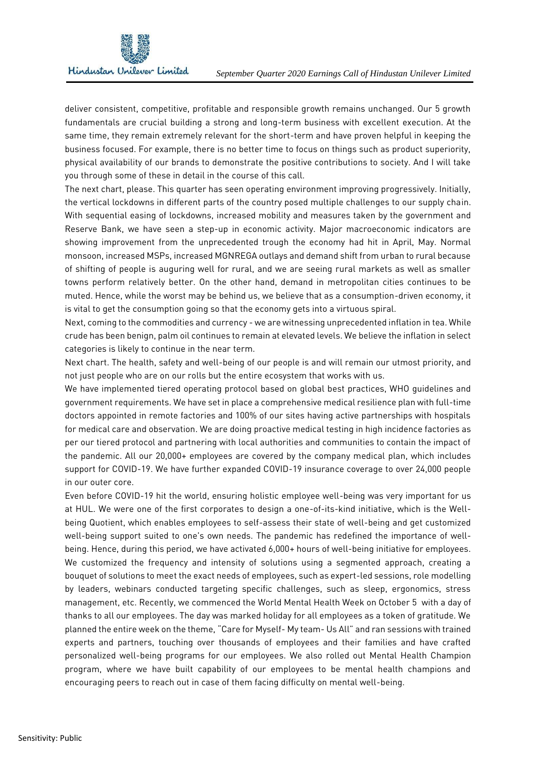deliver consistent, competitive, profitable and responsible growth remains unchanged. Our 5 growth fundamentals are crucial building a strong and long-term business with excellent execution. At the same time, they remain extremely relevant for the short-term and have proven helpful in keeping the business focused. For example, there is no better time to focus on things such as product superiority, physical availability of our brands to demonstrate the positive contributions to society. And I will take you through some of these in detail in the course of this call.

The next chart, please. This quarter has seen operating environment improving progressively. Initially, the vertical lockdowns in different parts of the country posed multiple challenges to our supply chain. With sequential easing of lockdowns, increased mobility and measures taken by the government and Reserve Bank, we have seen a step-up in economic activity. Major macroeconomic indicators are showing improvement from the unprecedented trough the economy had hit in April, May. Normal monsoon, increased MSPs, increased MGNREGA outlays and demand shift from urban to rural because of shifting of people is auguring well for rural, and we are seeing rural markets as well as smaller towns perform relatively better. On the other hand, demand in metropolitan cities continues to be muted. Hence, while the worst may be behind us, we believe that as a consumption-driven economy, it is vital to get the consumption going so that the economy gets into a virtuous spiral.

Next, coming to the commodities and currency - we are witnessing unprecedented inflation in tea. While crude has been benign, palm oil continues to remain at elevated levels. We believe the inflation in select categories is likely to continue in the near term.

Next chart. The health, safety and well-being of our people is and will remain our utmost priority, and not just people who are on our rolls but the entire ecosystem that works with us.

We have implemented tiered operating protocol based on global best practices, WHO guidelines and government requirements. We have set in place a comprehensive medical resilience plan with full-time doctors appointed in remote factories and 100% of our sites having active partnerships with hospitals for medical care and observation. We are doing proactive medical testing in high incidence factories as per our tiered protocol and partnering with local authorities and communities to contain the impact of the pandemic. All our 20,000+ employees are covered by the company medical plan, which includes support for COVID-19. We have further expanded COVID-19 insurance coverage to over 24,000 people in our outer core.

Even before COVID-19 hit the world, ensuring holistic employee well-being was very important for us at HUL. We were one of the first corporates to design a one-of-its-kind initiative, which is the Well-being Quotient, which enables employees to self-assess their state of well-being and get customized well-being support suited to one's own needs. The pandemic has redefined the importance of well-being. Hence, during this period, we have activated 6,000+ hours of well-being initiative for employees. We customized the frequency and intensity of solutions using a segmented approach, creating a bouquet of solutions to meet the exact needs of employees, such as expert-led sessions, role modelling by leaders, webinars conducted targeting specific challenges, such as sleep, ergonomics, stress management, etc. Recently, we commenced the World Mental Health Week on October 5 with a day of thanks to all our employees. The day was marked holiday for all employees as a token of gratitude. We planned the entire week on the theme, "Care for Myself- My team- Us All" and ran sessions with trained experts and partners, touching over thousands of employees and their families and have crafted personalized well-being programs for our employees. We also rolled out Mental Health Champion program, where we have built capability of our employees to be mental health champions and encouraging peers to reach out in case of them facing difficulty on mental well-being.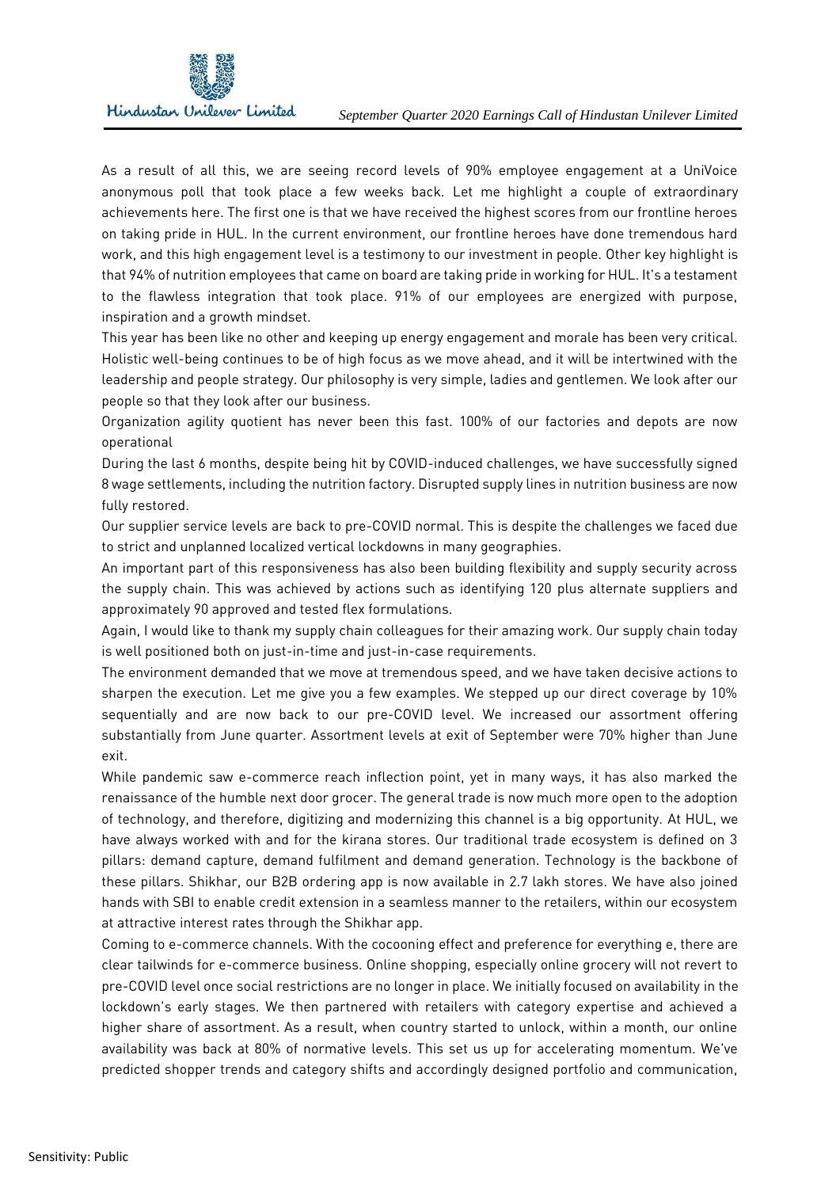As a result of all this, we are seeing record levels of 90% employee engagement at a UniVoice anonymous poll that took place a few weeks back. Let me highlight a couple of extraordinary achievements here. The first one is that we have received the highest scores from our frontline heroes on taking pride in HUL. In the current environment, our frontline heroes have done tremendous hard work, and this high engagement level is a testimony to our investment in people. Other key highlight is that 94% of nutrition employees that came on board are taking pride in working for HUL. It's a testament to the flawless integration that took place. 91% of our employees are energized with purpose, inspiration and a growth mindset.

This year has been like no other and keeping up energy engagement and morale has been very critical. Holistic well-being continues to be of high focus as we move ahead, and it will be intertwined with the leadership and people strategy. Our philosophy is very simple, ladies and gentlemen. We look after our people so that they look after our business.

Organization agility quotient has never been this fast. 100% of our factories and depots are now operational

During the last 6 months, despite being hit by COVID-induced challenges, we have successfully signed 8 wage settlements, including the nutrition factory. Disrupted supply lines in nutrition business are now fully restored.

Our supplier service levels are back to pre-COVID normal. This is despite the challenges we faced due to strict and unplanned localized vertical lockdowns in many geographies.

An important part of this responsiveness has also been building flexibility and supply security across the supply chain. This was achieved by actions such as identifying 120 plus alternate suppliers and approximately 90 approved and tested flex formulations.

Again, I would like to thank my supply chain colleagues for their amazing work. Our supply chain today is well positioned both on just-in-time and just-in-case requirements.

The environment demanded that we move at tremendous speed, and we have taken decisive actions to sharpen the execution. Let me give you a few examples. We stepped up our direct coverage by 10% sequentially and are now back to our pre-COVID level. We increased our assortment offering substantially from June quarter. Assortment levels at exit of September were 70% higher than June exit.

While pandemic saw e-commerce reach inflection point, yet in many ways, it has also marked the renaissance of the humble next door grocer. The general trade is now much more open to the adoption of technology, and therefore, digitizing and modernizing this channel is a big opportunity. At HUL, we have always worked with and for the kirana stores. Our traditional trade ecosystem is defined on 3 pillars: demand capture, demand fulfilment and demand generation. Technology is the backbone of these pillars. Shikhar, our B2B ordering app is now available in 2.7 lakh stores. We have also joined hands with SBI to enable credit extension in a seamless manner to the retailers, within our ecosystem at attractive interest rates through the Shikhar app.

Coming to e-commerce channels. With the cocooning effect and preference for everything e, there are clear tailwinds for e-commerce business. Online shopping, especially online grocery will not revert to pre-COVID level once social restrictions are no longer in place. We initially focused on availability in the lockdown's early stages. We then partnered with retailers with category expertise and achieved a higher share of assortment. As a result, when country started to unlock, within a month, our online availability was back at 80% of normative levels. This set us up for accelerating momentum. We've predicted shopper trends and category shifts and accordingly designed portfolio and communication,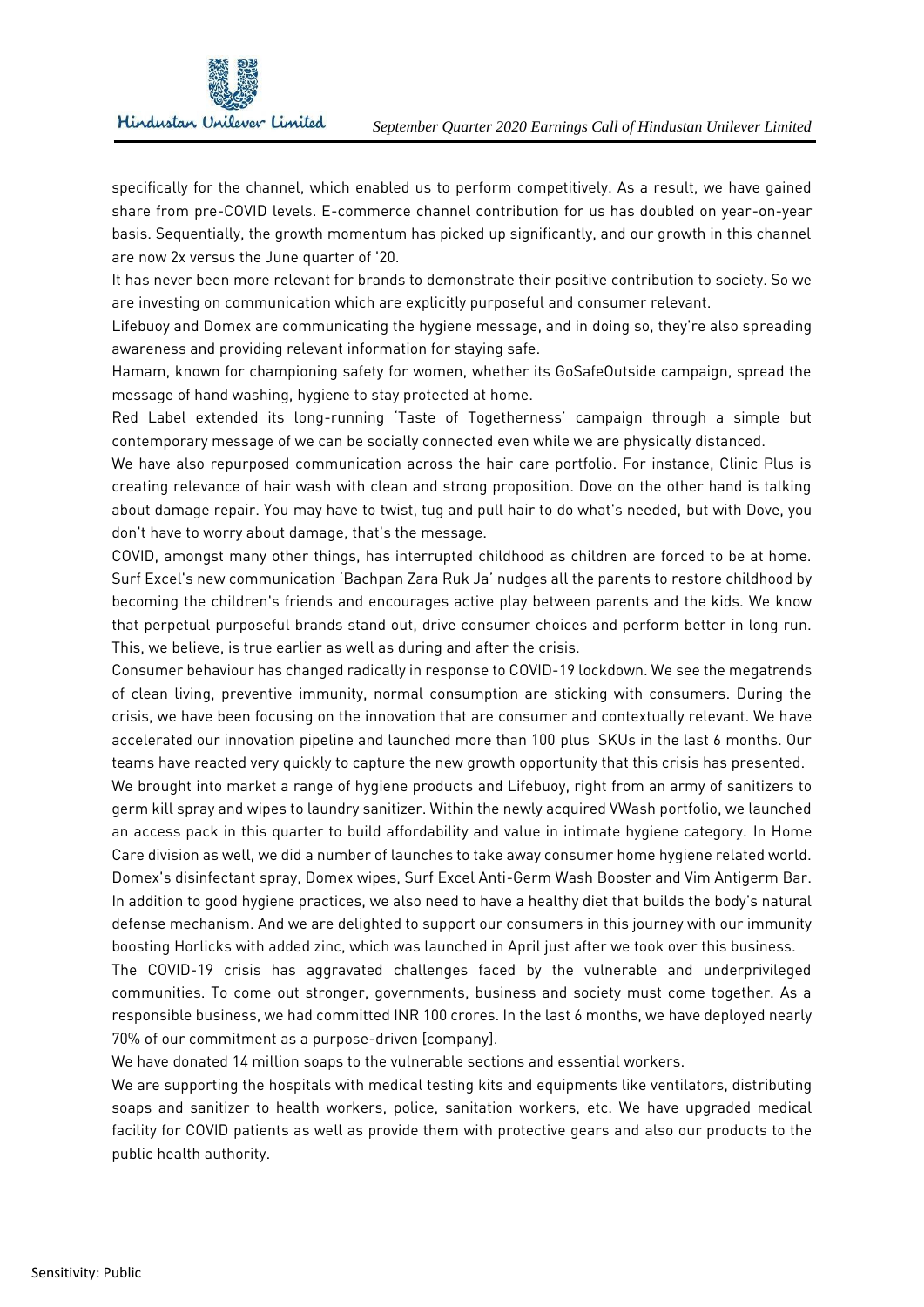specifically for the channel, which enabled us to perform competitively. As a result, we have gained share from pre-COVID levels. E-commerce channel contribution for us has doubled on year-on-year basis. Sequentially, the growth momentum has picked up significantly, and our growth in this channel are now 2x versus the June quarter of '20.

It has never been more relevant for brands to demonstrate their positive contribution to society. So we are investing on communication which are explicitly purposeful and consumer relevant.

Lifebuoy and Domex are communicating the hygiene message, and in doing so, they're also spreading awareness and providing relevant information for staying safe.

Hamam, known for championing safety for women, whether its GoSafeOutside campaign, spread the message of hand washing, hygiene to stay protected at home.

Red Label extended its long-running 'Taste of Togetherness' campaign through a simple but contemporary message of we can be socially connected even while we are physically distanced.

We have also repurposed communication across the hair care portfolio. For instance, Clinic Plus is creating relevance of hair wash with clean and strong proposition. Dove on the other hand is talking about damage repair. You may have to twist, tug and pull hair to do what's needed, but with Dove, you don't have to worry about damage, that's the message.

COVID, amongst many other things, has interrupted childhood as children are forced to be at home. Surf Excel's new communication 'Bachpan Zara Ruk Ja' nudges all the parents to restore childhood by becoming the children's friends and encourages active play between parents and the kids. We know that perpetual purposeful brands stand out, drive consumer choices and perform better in long run. This, we believe, is true earlier as well as during and after the crisis.

Consumer behaviour has changed radically in response to COVID-19 lockdown. We see the megatrends of clean living, preventive immunity, normal consumption are sticking with consumers. During the crisis, we have been focusing on the innovation that are consumer and contextually relevant. We have accelerated our innovation pipeline and launched more than 100 plus SKUs in the last 6 months. Our teams have reacted very quickly to capture the new growth opportunity that this crisis has presented.

We brought into market a range of hygiene products and Lifebuoy, right from an army of sanitizers to germ kill spray and wipes to laundry sanitizer. Within the newly acquired VWash portfolio, we launched an access pack in this quarter to build affordability and value in intimate hygiene category. In Home Care division as well, we did a number of launches to take away consumer home hygiene related world. Domex's disinfectant spray, Domex wipes, Surf Excel Anti-Germ Wash Booster and Vim Antigerm Bar.

In addition to good hygiene practices, we also need to have a healthy diet that builds the body's natural defense mechanism. And we are delighted to support our consumers in this journey with our immunity boosting Horlicks with added zinc, which was launched in April just after we took over this business.

The COVID-19 crisis has aggravated challenges faced by the vulnerable and underprivileged communities. To come out stronger, governments, business and society must come together. As a responsible business, we had committed INR 100 crores. In the last 6 months, we have deployed nearly 70% of our commitment as a purpose-driven [company].

We have donated 14 million soaps to the vulnerable sections and essential workers.

We are supporting the hospitals with medical testing kits and equipments like ventilators, distributing soaps and sanitizer to health workers, police, sanitation workers, etc. We have upgraded medical facility for COVID patients as well as provide them with protective gears and also our products to the public health authority.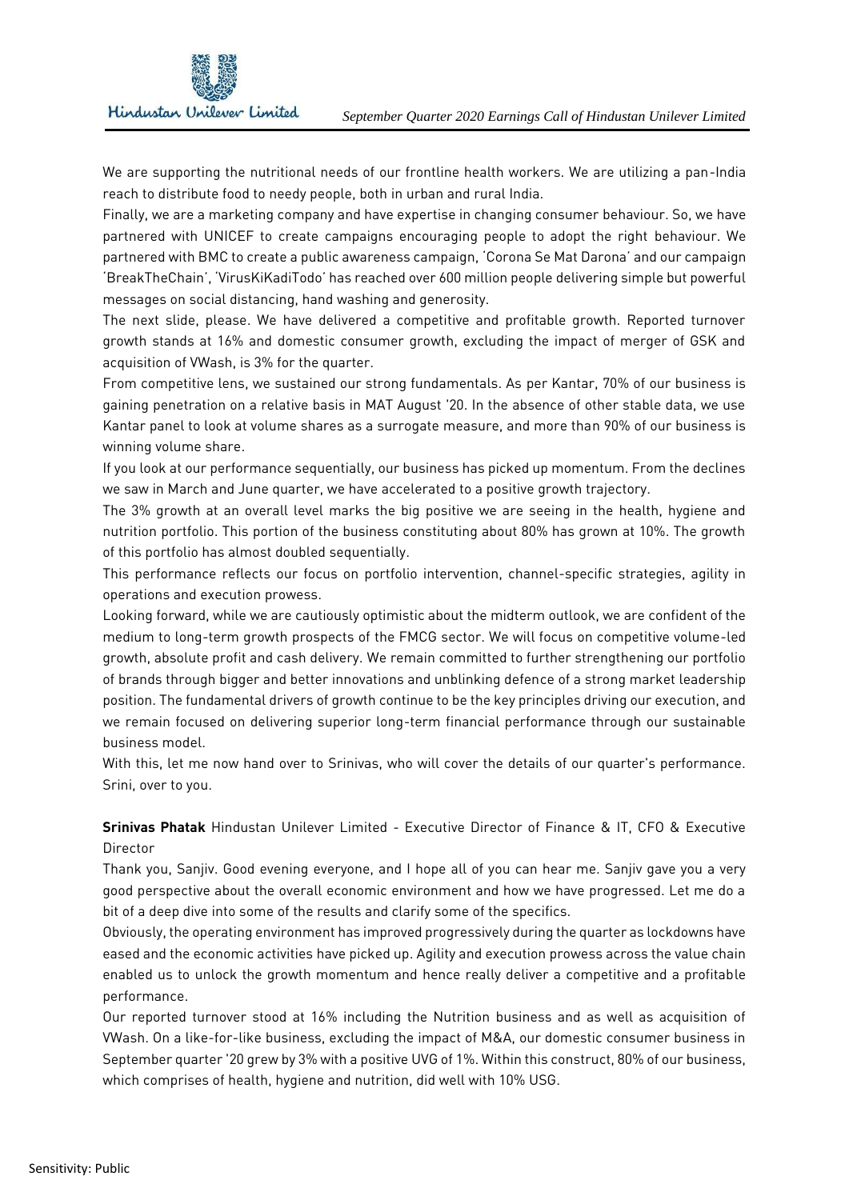We are supporting the nutritional needs of our frontline health workers. We are utilizing a pan-India reach to distribute food to needy people, both in urban and rural India.

Finally, we are a marketing company and have expertise in changing consumer behaviour. So, we have partnered with UNICEF to create campaigns encouraging people to adopt the right behaviour. We partnered with BMC to create a public awareness campaign, 'Corona Se Mat Darona' and our campaign 'BreakTheChain', 'VirusKiKadiTodo' has reached over 600 million people delivering simple but powerful messages on social distancing, hand washing and generosity.

The next slide, please. We have delivered a competitive and profitable growth. Reported turnover growth stands at 16% and domestic consumer growth, excluding the impact of merger of GSK and acquisition of VWash, is 3% for the quarter.

From competitive lens, we sustained our strong fundamentals. As per Kantar, 70% of our business is gaining penetration on a relative basis in MAT August '20. In the absence of other stable data, we use Kantar panel to look at volume shares as a surrogate measure, and more than 90% of our business is winning volume share.

If you look at our performance sequentially, our business has picked up momentum. From the declines we saw in March and June quarter, we have accelerated to a positive growth trajectory.

The 3% growth at an overall level marks the big positive we are seeing in the health, hygiene and nutrition portfolio. This portion of the business constituting about 80% has grown at 10%. The growth of this portfolio has almost doubled sequentially.

This performance reflects our focus on portfolio intervention, channel-specific strategies, agility in operations and execution prowess.

Looking forward, while we are cautiously optimistic about the midterm outlook, we are confident of the medium to long-term growth prospects of the FMCG sector. We will focus on competitive volume-led growth, absolute profit and cash delivery. We remain committed to further strengthening our portfolio of brands through bigger and better innovations and unblinking defence of a strong market leadership position. The fundamental drivers of growth continue to be the key principles driving our execution, and we remain focused on delivering superior long-term financial performance through our sustainable business model.

With this, let me now hand over to Srinivas, who will cover the details of our quarter's performance. Srini, over to you.

**Srinivas Phatak** Hindustan Unilever Limited - Executive Director of Finance & IT, CFO & Executive Director

Thank you, Sanjiv. Good evening everyone, and I hope all of you can hear me. Sanjiv gave you a very good perspective about the overall economic environment and how we have progressed. Let me do a bit of a deep dive into some of the results and clarify some of the specifics.

Obviously, the operating environment has improved progressively during the quarter as lockdowns have eased and the economic activities have picked up. Agility and execution prowess across the value chain enabled us to unlock the growth momentum and hence really deliver a competitive and a profitable performance.

Our reported turnover stood at 16% including the Nutrition business and as well as acquisition of VWash. On a like-for-like business, excluding the impact of M&A, our domestic consumer business in September quarter '20 grew by 3% with a positive UVG of 1%. Within this construct, 80% of our business, which comprises of health, hygiene and nutrition, did well with 10% USG.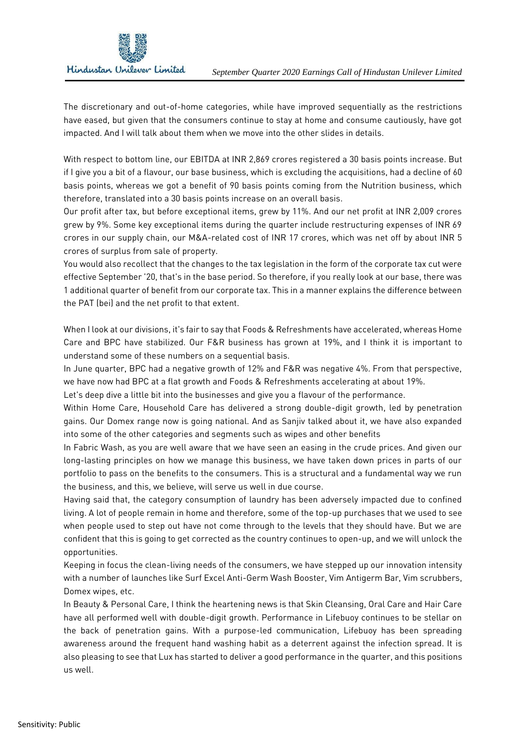The discretionary and out-of-home categories, while have improved sequentially as the restrictions have eased, but given that the consumers continue to stay at home and consume cautiously, have got impacted. And I will talk about them when we move into the other slides in details.

With respect to bottom line, our EBITDA at INR 2,869 crores registered a 30 basis points increase. But if I give you a bit of a flavour, our base business, which is excluding the acquisitions, had a decline of 60 basis points, whereas we got a benefit of 90 basis points coming from the Nutrition business, which therefore, translated into a 30 basis points increase on an overall basis.

Our profit after tax, but before exceptional items, grew by 11%. And our net profit at INR 2,009 crores grew by 9%. Some key exceptional items during the quarter include restructuring expenses of INR 69 crores in our supply chain, our M&A-related cost of INR 17 crores, which was net off by about INR 5 crores of surplus from sale of property.

You would also recollect that the changes to the tax legislation in the form of the corporate tax cut were effective September '20, that's in the base period. So therefore, if you really look at our base, there was 1 additional quarter of benefit from our corporate tax. This in a manner explains the difference between the PAT (bei) and the net profit to that extent.

When I look at our divisions, it's fair to say that Foods & Refreshments have accelerated, whereas Home Care and BPC have stabilized. Our F&R business has grown at 19%, and I think it is important to understand some of these numbers on a sequential basis.

In June quarter, BPC had a negative growth of 12% and F&R was negative 4%. From that perspective, we have now had BPC at a flat growth and Foods & Refreshments accelerating at about 19%.

Let's deep dive a little bit into the businesses and give you a flavour of the performance.

Within Home Care, Household Care has delivered a strong double-digit growth, led by penetration gains. Our Domex range now is going national. And as Sanjiv talked about it, we have also expanded into some of the other categories and segments such as wipes and other benefits

In Fabric Wash, as you are well aware that we have seen an easing in the crude prices. And given our long-lasting principles on how we manage this business, we have taken down prices in parts of our portfolio to pass on the benefits to the consumers. This is a structural and a fundamental way we run the business, and this, we believe, will serve us well in due course.

Having said that, the category consumption of laundry has been adversely impacted due to confined living. A lot of people remain in home and therefore, some of the top-up purchases that we used to see when people used to step out have not come through to the levels that they should have. But we are confident that this is going to get corrected as the country continues to open-up, and we will unlock the opportunities.

Keeping in focus the clean-living needs of the consumers, we have stepped up our innovation intensity with a number of launches like Surf Excel Anti-Germ Wash Booster, Vim Antigerm Bar, Vim scrubbers, Domex wipes, etc.

In Beauty & Personal Care, I think the heartening news is that Skin Cleansing, Oral Care and Hair Care have all performed well with double-digit growth. Performance in Lifebuoy continues to be stellar on the back of penetration gains. With a purpose-led communication, Lifebuoy has been spreading awareness around the frequent hand washing habit as a deterrent against the infection spread. It is also pleasing to see that Lux has started to deliver a good performance in the quarter, and this positions us well.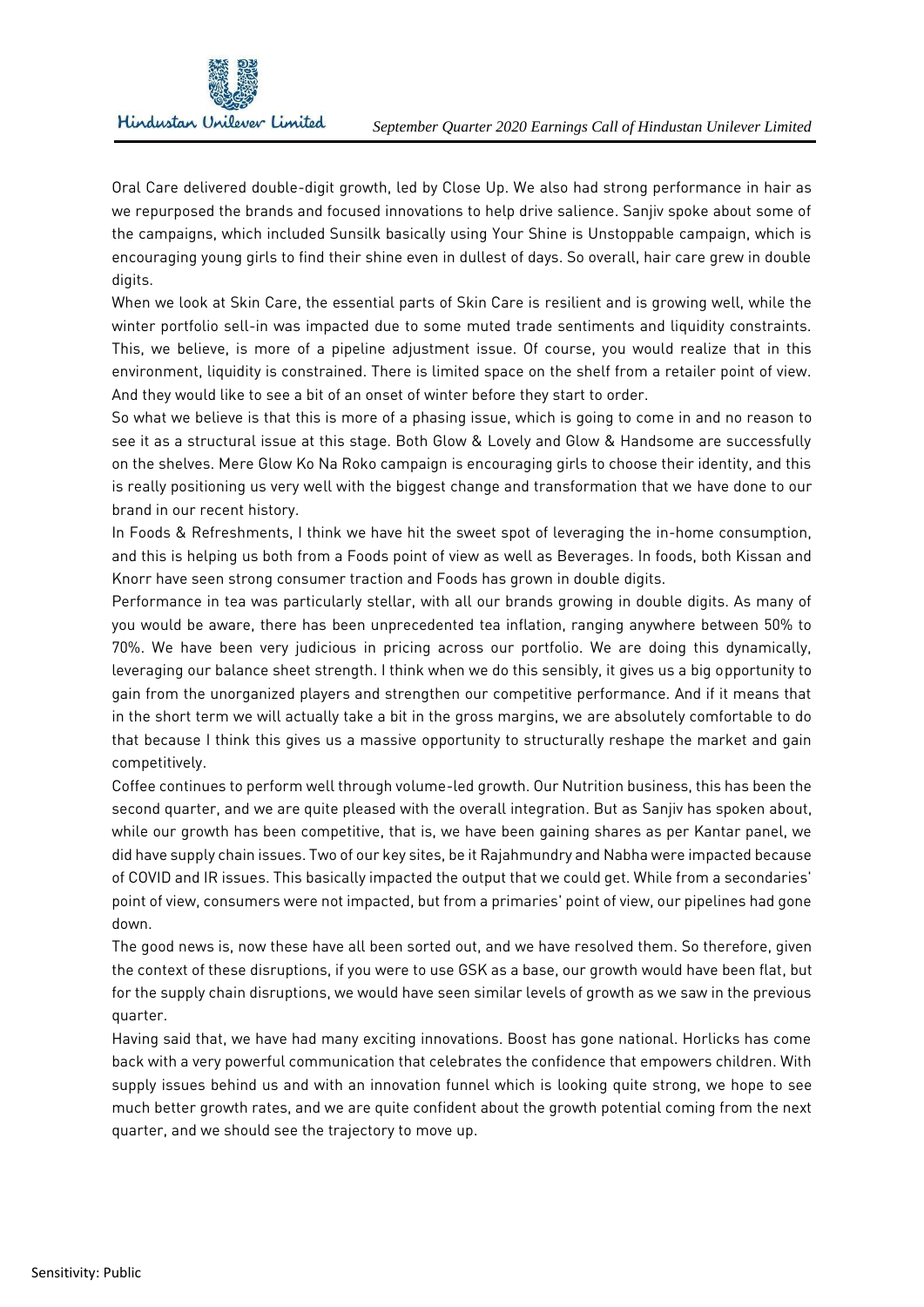Oral Care delivered double-digit growth, led by Close Up. We also had strong performance in hair as we repurposed the brands and focused innovations to help drive salience. Sanjiv spoke about some of the campaigns, which included Sunsilk basically using Your Shine is Unstoppable campaign, which is encouraging young girls to find their shine even in dullest of days. So overall, hair care grew in double digits.

When we look at Skin Care, the essential parts of Skin Care is resilient and is growing well, while the winter portfolio sell-in was impacted due to some muted trade sentiments and liquidity constraints. This, we believe, is more of a pipeline adjustment issue. Of course, you would realize that in this environment, liquidity is constrained. There is limited space on the shelf from a retailer point of view. And they would like to see a bit of an onset of winter before they start to order.

So what we believe is that this is more of a phasing issue, which is going to come in and no reason to see it as a structural issue at this stage. Both Glow & Lovely and Glow & Handsome are successfully on the shelves. Mere Glow Ko Na Roko campaign is encouraging girls to choose their identity, and this is really positioning us very well with the biggest change and transformation that we have done to our brand in our recent history.

In Foods & Refreshments, I think we have hit the sweet spot of leveraging the in-home consumption, and this is helping us both from a Foods point of view as well as Beverages. In foods, both Kissan and Knorr have seen strong consumer traction and Foods has grown in double digits.

Performance in tea was particularly stellar, with all our brands growing in double digits. As many of you would be aware, there has been unprecedented tea inflation, ranging anywhere between 50% to 70%. We have been very judicious in pricing across our portfolio. We are doing this dynamically, leveraging our balance sheet strength. I think when we do this sensibly, it gives us a big opportunity to gain from the unorganized players and strengthen our competitive performance. And if it means that in the short term we will actually take a bit in the gross margins, we are absolutely comfortable to do that because I think this gives us a massive opportunity to structurally reshape the market and gain competitively.

Coffee continues to perform well through volume-led growth. Our Nutrition business, this has been the second quarter, and we are quite pleased with the overall integration. But as Sanjiv has spoken about, while our growth has been competitive, that is, we have been gaining shares as per Kantar panel, we did have supply chain issues. Two of our key sites, be it Rajahmundry and Nabha were impacted because of COVID and IR issues. This basically impacted the output that we could get. While from a secondaries' point of view, consumers were not impacted, but from a primaries' point of view, our pipelines had gone down.

The good news is, now these have all been sorted out, and we have resolved them. So therefore, given the context of these disruptions, if you were to use GSK as a base, our growth would have been flat, but for the supply chain disruptions, we would have seen similar levels of growth as we saw in the previous quarter.

Having said that, we have had many exciting innovations. Boost has gone national. Horlicks has come back with a very powerful communication that celebrates the confidence that empowers children. With supply issues behind us and with an innovation funnel which is looking quite strong, we hope to see much better growth rates, and we are quite confident about the growth potential coming from the next quarter, and we should see the trajectory to move up.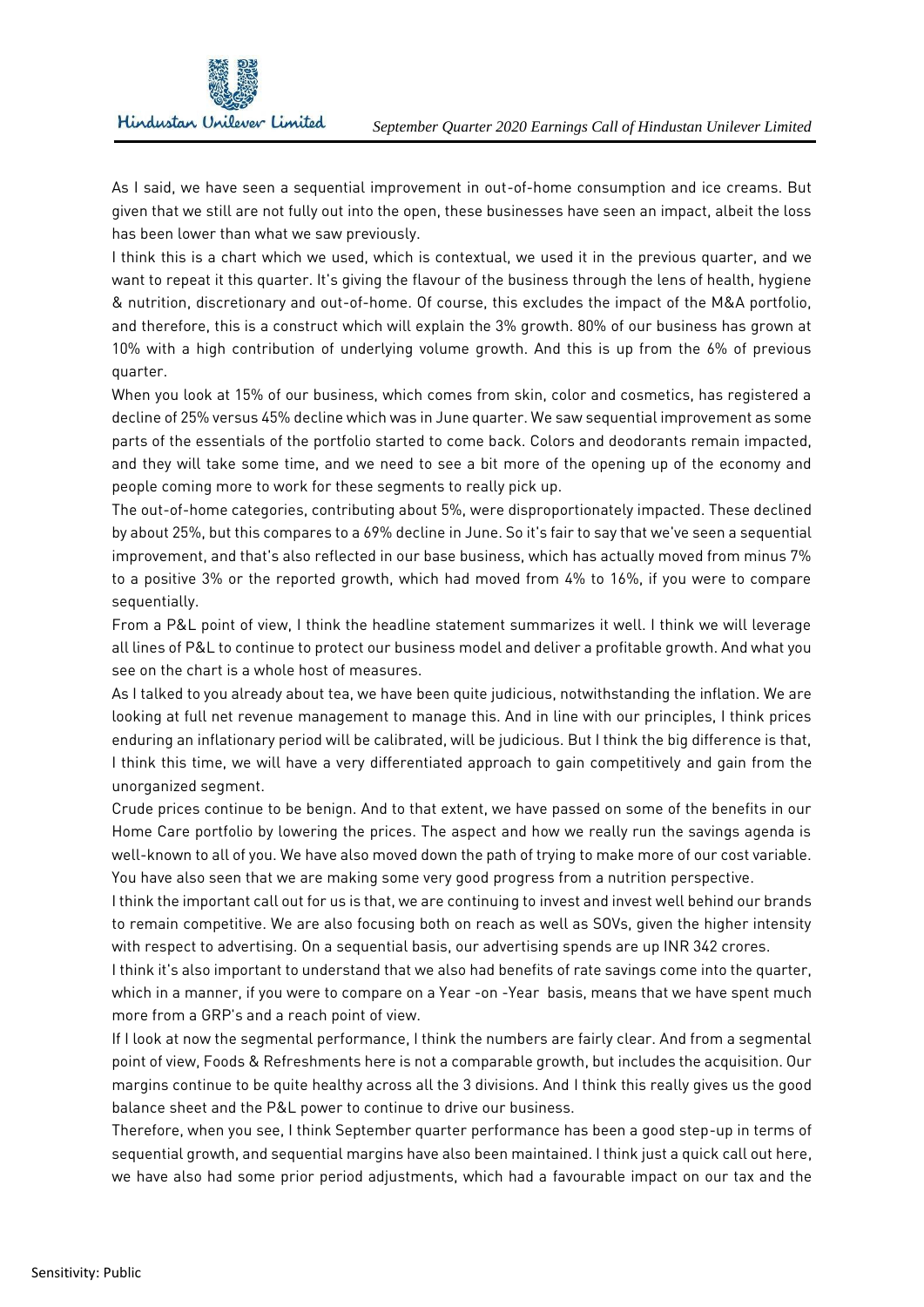As I said, we have seen a sequential improvement in out-of-home consumption and ice creams. But given that we still are not fully out into the open, these businesses have seen an impact, albeit the loss has been lower than what we saw previously.

I think this is a chart which we used, which is contextual, we used it in the previous quarter, and we want to repeat it this quarter. It's giving the flavour of the business through the lens of health, hygiene & nutrition, discretionary and out-of-home. Of course, this excludes the impact of the M&A portfolio, and therefore, this is a construct which will explain the 3% growth. 80% of our business has grown at 10% with a high contribution of underlying volume growth. And this is up from the 6% of previous quarter.

When you look at 15% of our business, which comes from skin, color and cosmetics, has registered a decline of 25% versus 45% decline which was in June quarter. We saw sequential improvement as some parts of the essentials of the portfolio started to come back. Colors and deodorants remain impacted, and they will take some time, and we need to see a bit more of the opening up of the economy and people coming more to work for these segments to really pick up.

The out-of-home categories, contributing about 5%, were disproportionately impacted. These declined by about 25%, but this compares to a 69% decline in June. So it's fair to say that we've seen a sequential improvement, and that's also reflected in our base business, which has actually moved from minus 7% to a positive 3% or the reported growth, which had moved from 4% to 16%, if you were to compare sequentially.

From a P&L point of view, I think the headline statement summarizes it well. I think we will leverage all lines of P&L to continue to protect our business model and deliver a profitable growth. And what you see on the chart is a whole host of measures.

As I talked to you already about tea, we have been quite judicious, notwithstanding the inflation. We are looking at full net revenue management to manage this. And in line with our principles, I think prices enduring an inflationary period will be calibrated, will be judicious. But I think the big difference is that, I think this time, we will have a very differentiated approach to gain competitively and gain from the unorganized segment.

Crude prices continue to be benign. And to that extent, we have passed on some of the benefits in our Home Care portfolio by lowering the prices. The aspect and how we really run the savings agenda is well-known to all of you. We have also moved down the path of trying to make more of our cost variable. You have also seen that we are making some very good progress from a nutrition perspective.

I think the important call out for us is that, we are continuing to invest and invest well behind our brands to remain competitive. We are also focusing both on reach as well as SOVs, given the higher intensity with respect to advertising. On a sequential basis, our advertising spends are up INR 342 crores.

I think it's also important to understand that we also had benefits of rate savings come into the quarter, which in a manner, if you were to compare on a Year -on -Year basis, means that we have spent much more from a GRP's and a reach point of view.

If I look at now the segmental performance, I think the numbers are fairly clear. And from a segmental point of view, Foods & Refreshments here is not a comparable growth, but includes the acquisition. Our margins continue to be quite healthy across all the 3 divisions. And I think this really gives us the good balance sheet and the P&L power to continue to drive our business.

Therefore, when you see, I think September quarter performance has been a good step-up in terms of sequential growth, and sequential margins have also been maintained. I think just a quick call out here, we have also had some prior period adjustments, which had a favourable impact on our tax and the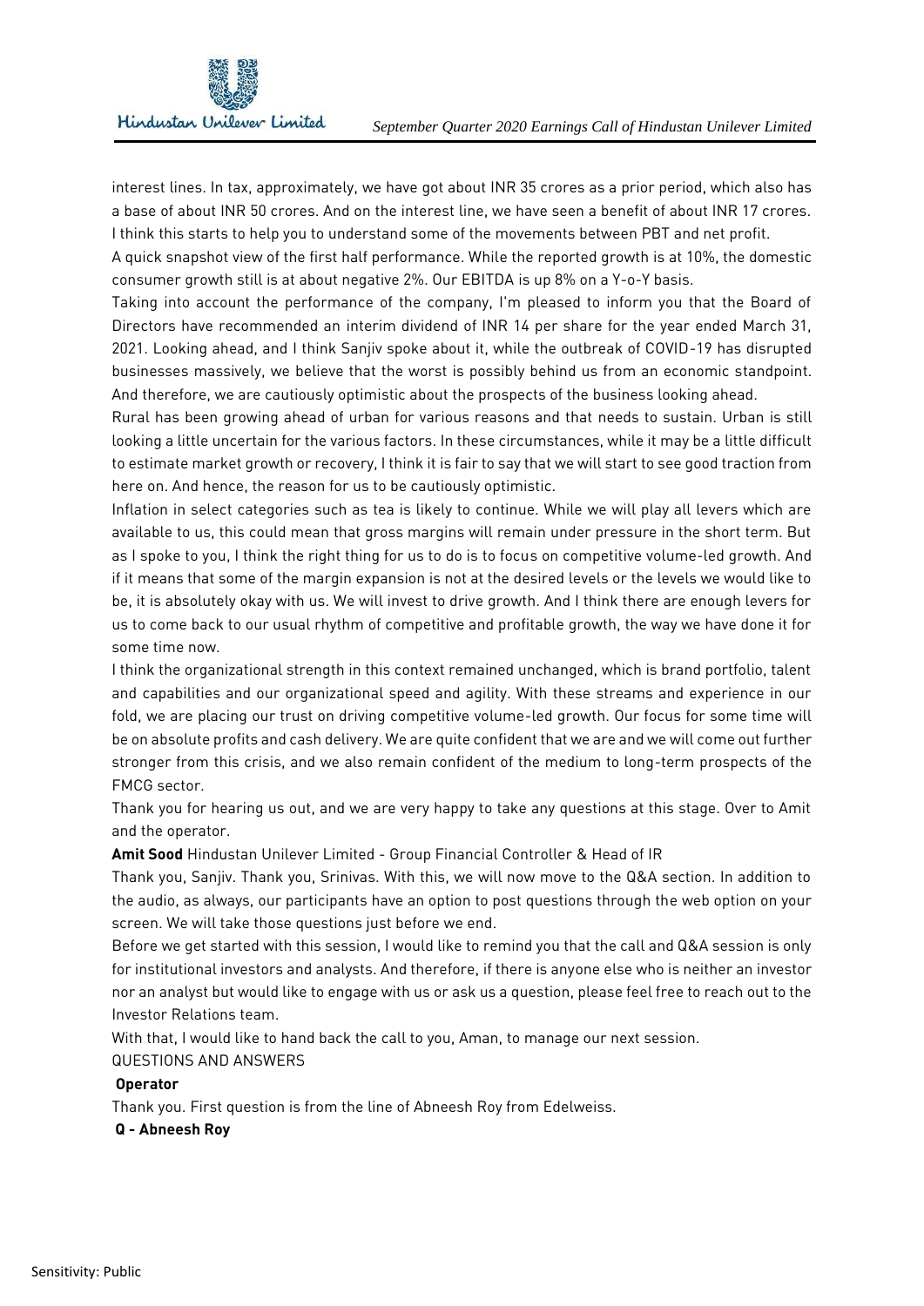interest lines. In tax, approximately, we have got about INR 35 crores as a prior period, which also has a base of about INR 50 crores. And on the interest line, we have seen a benefit of about INR 17 crores. I think this starts to help you to understand some of the movements between PBT and net profit.

A quick snapshot view of the first half performance. While the reported growth is at 10%, the domestic consumer growth still is at about negative 2%. Our EBITDA is up 8% on a Y-o-Y basis.

Taking into account the performance of the company, I'm pleased to inform you that the Board of Directors have recommended an interim dividend of INR 14 per share for the year ended March 31, 2021. Looking ahead, and I think Sanjiv spoke about it, while the outbreak of COVID-19 has disrupted businesses massively, we believe that the worst is possibly behind us from an economic standpoint. And therefore, we are cautiously optimistic about the prospects of the business looking ahead.

Rural has been growing ahead of urban for various reasons and that needs to sustain. Urban is still looking a little uncertain for the various factors. In these circumstances, while it may be a little difficult to estimate market growth or recovery, I think it is fair to say that we will start to see good traction from here on. And hence, the reason for us to be cautiously optimistic.

Inflation in select categories such as tea is likely to continue. While we will play all levers which are available to us, this could mean that gross margins will remain under pressure in the short term. But as I spoke to you, I think the right thing for us to do is to focus on competitive volume-led growth. And if it means that some of the margin expansion is not at the desired levels or the levels we would like to be, it is absolutely okay with us. We will invest to drive growth. And I think there are enough levers for us to come back to our usual rhythm of competitive and profitable growth, the way we have done it for some time now.

I think the organizational strength in this context remained unchanged, which is brand portfolio, talent and capabilities and our organizational speed and agility. With these streams and experience in our fold, we are placing our trust on driving competitive volume-led growth. Our focus for some time will be on absolute profits and cash delivery. We are quite confident that we are and we will come out further stronger from this crisis, and we also remain confident of the medium to long-term prospects of the FMCG sector.

Thank you for hearing us out, and we are very happy to take any questions at this stage. Over to Amit and the operator.

**Amit Sood** Hindustan Unilever Limited - Group Financial Controller & Head of IR

Thank you, Sanjiv. Thank you, Srinivas. With this, we will now move to the Q&A section. In addition to the audio, as always, our participants have an option to post questions through the web option on your screen. We will take those questions just before we end.

Before we get started with this session, I would like to remind you that the call and Q&A session is only for institutional investors and analysts. And therefore, if there is anyone else who is neither an investor nor an analyst but would like to engage with us or ask us a question, please feel free to reach out to the Investor Relations team.

With that, I would like to hand back the call to you, Aman, to manage our next session.

QUESTIONS AND ANSWERS

**Operator**

Thank you. First question is from the line of Abneesh Roy from Edelweiss.

**Q - Abneesh Roy**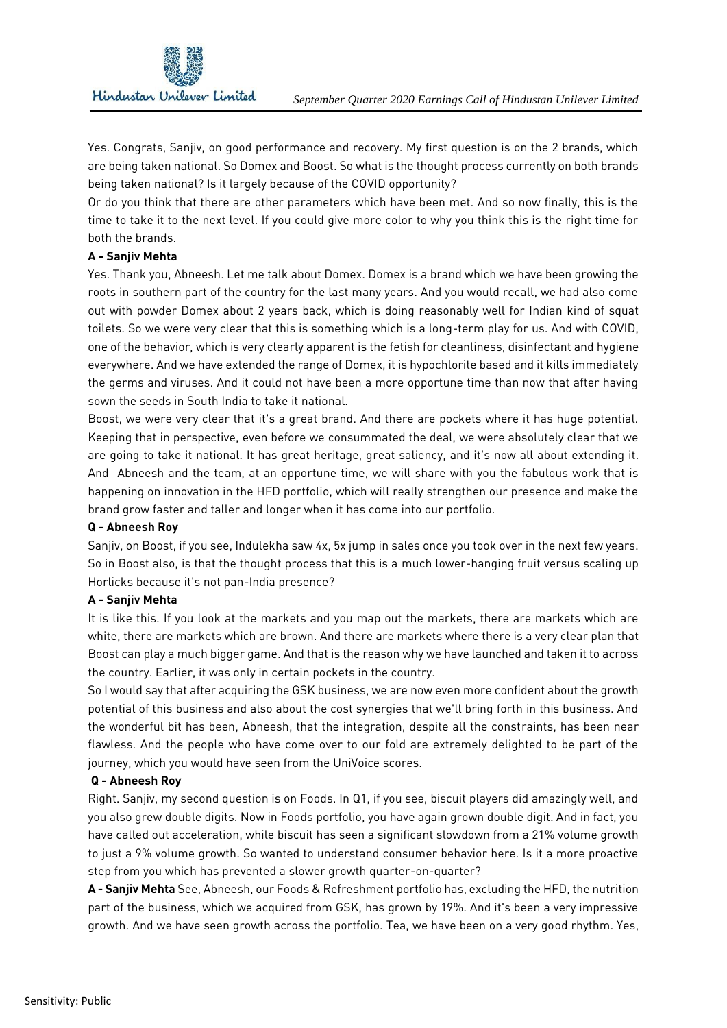Yes. Congrats, Sanjiv, on good performance and recovery. My first question is on the 2 brands, which are being taken national. So Domex and Boost. So what is the thought process currently on both brands being taken national? Is it largely because of the COVID opportunity?

Or do you think that there are other parameters which have been met. And so now finally, this is the time to take it to the next level. If you could give more color to why you think this is the right time for both the brands.

**A - Sanjiv Mehta**

Yes. Thank you, Abneesh. Let me talk about Domex. Domex is a brand which we have been growing the roots in southern part of the country for the last many years. And you would recall, we had also come out with powder Domex about 2 years back, which is doing reasonably well for Indian kind of squat toilets. So we were very clear that this is something which is a long-term play for us. And with COVID, one of the behavior, which is very clearly apparent is the fetish for cleanliness, disinfectant and hygiene everywhere. And we have extended the range of Domex, it is hypochlorite based and it kills immediately the germs and viruses. And it could not have been a more opportune time than now that after having sown the seeds in South India to take it national.

Boost, we were very clear that it's a great brand. And there are pockets where it has huge potential. Keeping that in perspective, even before we consummated the deal, we were absolutely clear that we are going to take it national. It has great heritage, great saliency, and it's now all about extending it. And Abneesh and the team, at an opportune time, we will share with you the fabulous work that is happening on innovation in the HFD portfolio, which will really strengthen our presence and make the brand grow faster and taller and longer when it has come into our portfolio.

**Q - Abneesh Roy**

Sanjiv, on Boost, if you see, Indulekha saw 4x, 5x jump in sales once you took over in the next few years. So in Boost also, is that the thought process that this is a much lower-hanging fruit versus scaling up Horlicks because it's not pan-India presence?

**A - Sanjiv Mehta**

It is like this. If you look at the markets and you map out the markets, there are markets which are white, there are markets which are brown. And there are markets where there is a very clear plan that Boost can play a much bigger game. And that is the reason why we have launched and taken it to across the country. Earlier, it was only in certain pockets in the country.

So I would say that after acquiring the GSK business, we are now even more confident about the growth potential of this business and also about the cost synergies that we'll bring forth in this business. And the wonderful bit has been, Abneesh, that the integration, despite all the constraints, has been near flawless. And the people who have come over to our fold are extremely delighted to be part of the journey, which you would have seen from the UniVoice scores.

**Q - Abneesh Roy**

Right. Sanjiv, my second question is on Foods. In Q1, if you see, biscuit players did amazingly well, and you also grew double digits. Now in Foods portfolio, you have again grown double digit. And in fact, you have called out acceleration, while biscuit has seen a significant slowdown from a 21% volume growth to just a 9% volume growth. So wanted to understand consumer behavior here. Is it a more proactive step from you which has prevented a slower growth quarter-on-quarter?

**A - Sanjiv Mehta** See, Abneesh, our Foods & Refreshment portfolio has, excluding the HFD, the nutrition part of the business, which we acquired from GSK, has grown by 19%. And it's been a very impressive growth. And we have seen growth across the portfolio. Tea, we have been on a very good rhythm. Yes,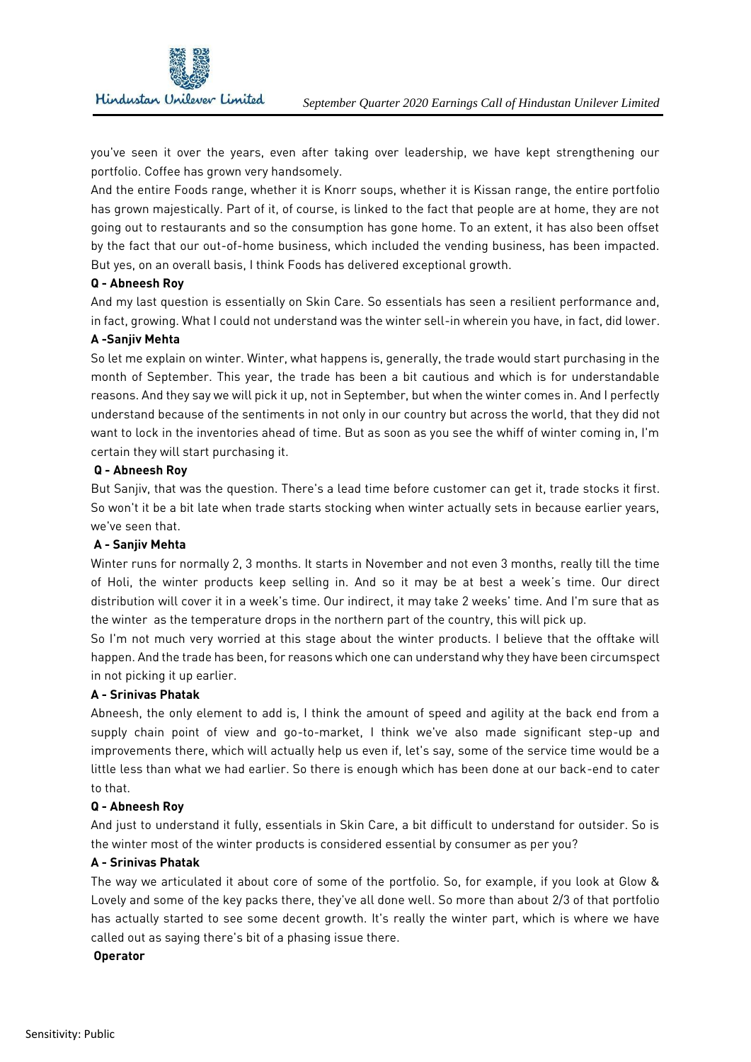you've seen it over the years, even after taking over leadership, we have kept strengthening our portfolio. Coffee has grown very handsomely.

And the entire Foods range, whether it is Knorr soups, whether it is Kissan range, the entire portfolio has grown majestically. Part of it, of course, is linked to the fact that people are at home, they are not going out to restaurants and so the consumption has gone home. To an extent, it has also been offset by the fact that our out-of-home business, which included the vending business, has been impacted. But yes, on an overall basis, I think Foods has delivered exceptional growth.

**Q - Abneesh Roy**

And my last question is essentially on Skin Care. So essentials has seen a resilient performance and, in fact, growing. What I could not understand was the winter sell-in wherein you have, in fact, did lower.

**A -Sanjiv Mehta**

So let me explain on winter. Winter, what happens is, generally, the trade would start purchasing in the month of September. This year, the trade has been a bit cautious and which is for understandable reasons. And they say we will pick it up, not in September, but when the winter comes in. And I perfectly understand because of the sentiments in not only in our country but across the world, that they did not want to lock in the inventories ahead of time. But as soon as you see the whiff of winter coming in, I'm certain they will start purchasing it.

**Q - Abneesh Roy**

But Sanjiv, that was the question. There's a lead time before customer can get it, trade stocks it first. So won't it be a bit late when trade starts stocking when winter actually sets in because earlier years, we've seen that.

**A - Sanjiv Mehta**

Winter runs for normally 2, 3 months. It starts in November and not even 3 months, really till the time of Holi, the winter products keep selling in. And so it may be at best a week's time. Our direct distribution will cover it in a week's time. Our indirect, it may take 2 weeks' time. And I'm sure that as the winter as the temperature drops in the northern part of the country, this will pick up.

So I'm not much very worried at this stage about the winter products. I believe that the offtake will happen. And the trade has been, for reasons which one can understand why they have been circumspect in not picking it up earlier.

**A - Srinivas Phatak**

Abneesh, the only element to add is, I think the amount of speed and agility at the back end from a supply chain point of view and go-to-market, I think we've also made significant step-up and improvements there, which will actually help us even if, let's say, some of the service time would be a little less than what we had earlier. So there is enough which has been done at our back-end to cater to that.

**Q - Abneesh Roy**

And just to understand it fully, essentials in Skin Care, a bit difficult to understand for outsider. So is the winter most of the winter products is considered essential by consumer as per you?

**A - Srinivas Phatak**

The way we articulated it about core of some of the portfolio. So, for example, if you look at Glow & Lovely and some of the key packs there, they've all done well. So more than about 2/3 of that portfolio has actually started to see some decent growth. It's really the winter part, which is where we have called out as saying there's bit of a phasing issue there.

**Operator**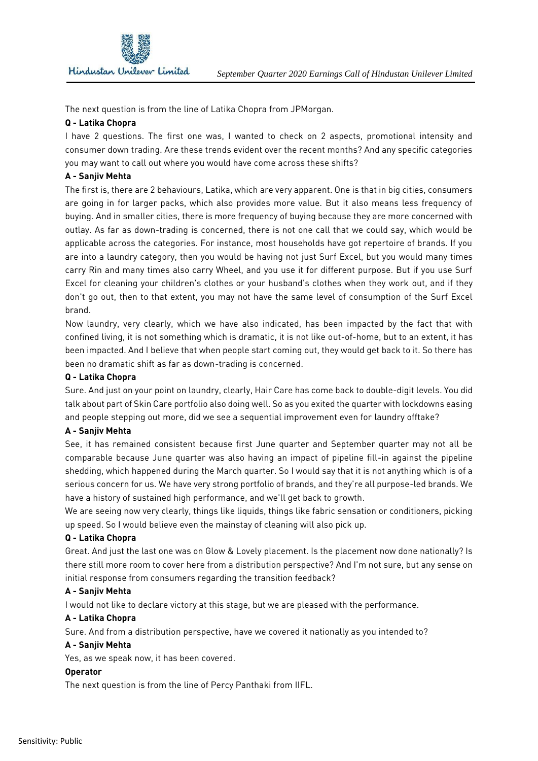The next question is from the line of Latika Chopra from JPMorgan.

**Q - Latika Chopra**

I have 2 questions. The first one was, I wanted to check on 2 aspects, promotional intensity and consumer down trading. Are these trends evident over the recent months? And any specific categories you may want to call out where you would have come across these shifts?

**A - Sanjiv Mehta**

The first is, there are 2 behaviours, Latika, which are very apparent. One is that in big cities, consumers are going in for larger packs, which also provides more value. But it also means less frequency of buying. And in smaller cities, there is more frequency of buying because they are more concerned with outlay. As far as down-trading is concerned, there is not one call that we could say, which would be applicable across the categories. For instance, most households have got repertoire of brands. If you are into a laundry category, then you would be having not just Surf Excel, but you would many times carry Rin and many times also carry Wheel, and you use it for different purpose. But if you use Surf Excel for cleaning your children's clothes or your husband's clothes when they work out, and if they don't go out, then to that extent, you may not have the same level of consumption of the Surf Excel brand.

Now laundry, very clearly, which we have also indicated, has been impacted by the fact that with confined living, it is not something which is dramatic, it is not like out-of-home, but to an extent, it has been impacted. And I believe that when people start coming out, they would get back to it. So there has been no dramatic shift as far as down-trading is concerned.

**Q - Latika Chopra**

Sure. And just on your point on laundry, clearly, Hair Care has come back to double-digit levels. You did talk about part of Skin Care portfolio also doing well. So as you exited the quarter with lockdowns easing and people stepping out more, did we see a sequential improvement even for laundry offtake?

**A - Sanjiv Mehta**

See, it has remained consistent because first June quarter and September quarter may not all be comparable because June quarter was also having an impact of pipeline fill-in against the pipeline shedding, which happened during the March quarter. So I would say that it is not anything which is of a serious concern for us. We have very strong portfolio of brands, and they're all purpose-led brands. We have a history of sustained high performance, and we'll get back to growth.

We are seeing now very clearly, things like liquids, things like fabric sensation or conditioners, picking up speed. So I would believe even the mainstay of cleaning will also pick up.

**Q - Latika Chopra**

Great. And just the last one was on Glow & Lovely placement. Is the placement now done nationally? Is there still more room to cover here from a distribution perspective? And I'm not sure, but any sense on initial response from consumers regarding the transition feedback?

**A - Sanjiv Mehta**

I would not like to declare victory at this stage, but we are pleased with the performance.

**A - Latika Chopra**

Sure. And from a distribution perspective, have we covered it nationally as you intended to?

**A - Sanjiv Mehta**

Yes, as we speak now, it has been covered.

**Operator**

The next question is from the line of Percy Panthaki from IIFL.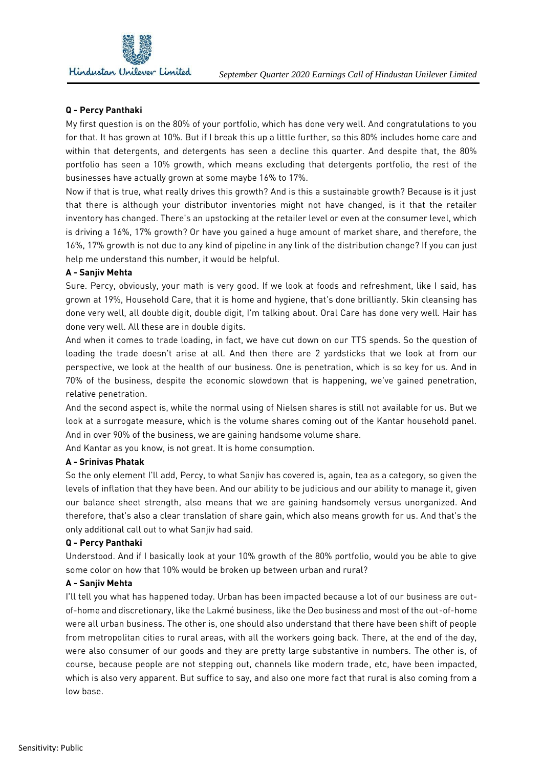**Q - Percy Panthaki**

My first question is on the 80% of your portfolio, which has done very well. And congratulations to you for that. It has grown at 10%. But if I break this up a little further, so this 80% includes home care and within that detergents, and detergents has seen a decline this quarter. And despite that, the 80% portfolio has seen a 10% growth, which means excluding that detergents portfolio, the rest of the businesses have actually grown at some maybe 16% to 17%.

Now if that is true, what really drives this growth? And is this a sustainable growth? Because is it just that there is although your distributor inventories might not have changed, is it that the retailer inventory has changed. There's an upstocking at the retailer level or even at the consumer level, which is driving a 16%, 17% growth? Or have you gained a huge amount of market share, and therefore, the 16%, 17% growth is not due to any kind of pipeline in any link of the distribution change? If you can just help me understand this number, it would be helpful.

**A - Sanjiv Mehta**

Sure. Percy, obviously, your math is very good. If we look at foods and refreshment, like I said, has grown at 19%, Household Care, that it is home and hygiene, that's done brilliantly. Skin cleansing has done very well, all double digit, double digit, I'm talking about. Oral Care has done very well. Hair has done very well. All these are in double digits.

And when it comes to trade loading, in fact, we have cut down on our TTS spends. So the question of loading the trade doesn't arise at all. And then there are 2 yardsticks that we look at from our perspective, we look at the health of our business. One is penetration, which is so key for us. And in 70% of the business, despite the economic slowdown that is happening, we've gained penetration, relative penetration.

And the second aspect is, while the normal using of Nielsen shares is still not available for us. But we look at a surrogate measure, which is the volume shares coming out of the Kantar household panel. And in over 90% of the business, we are gaining handsome volume share.

And Kantar as you know, is not great. It is home consumption.

**A - Srinivas Phatak**

So the only element I'll add, Percy, to what Sanjiv has covered is, again, tea as a category, so given the levels of inflation that they have been. And our ability to be judicious and our ability to manage it, given our balance sheet strength, also means that we are gaining handsomely versus unorganized. And therefore, that's also a clear translation of share gain, which also means growth for us. And that's the only additional call out to what Sanjiv had said.

**Q - Percy Panthaki**

Understood. And if I basically look at your 10% growth of the 80% portfolio, would you be able to give some color on how that 10% would be broken up between urban and rural?

**A - Sanjiv Mehta**

I'll tell you what has happened today. Urban has been impacted because a lot of our business are out-of-home and discretionary, like the Lakmé business, like the Deo business and most of the out-of-home were all urban business. The other is, one should also understand that there have been shift of people from metropolitan cities to rural areas, with all the workers going back. There, at the end of the day, were also consumer of our goods and they are pretty large substantive in numbers. The other is, of course, because people are not stepping out, channels like modern trade, etc, have been impacted, which is also very apparent. But suffice to say, and also one more fact that rural is also coming from a low base.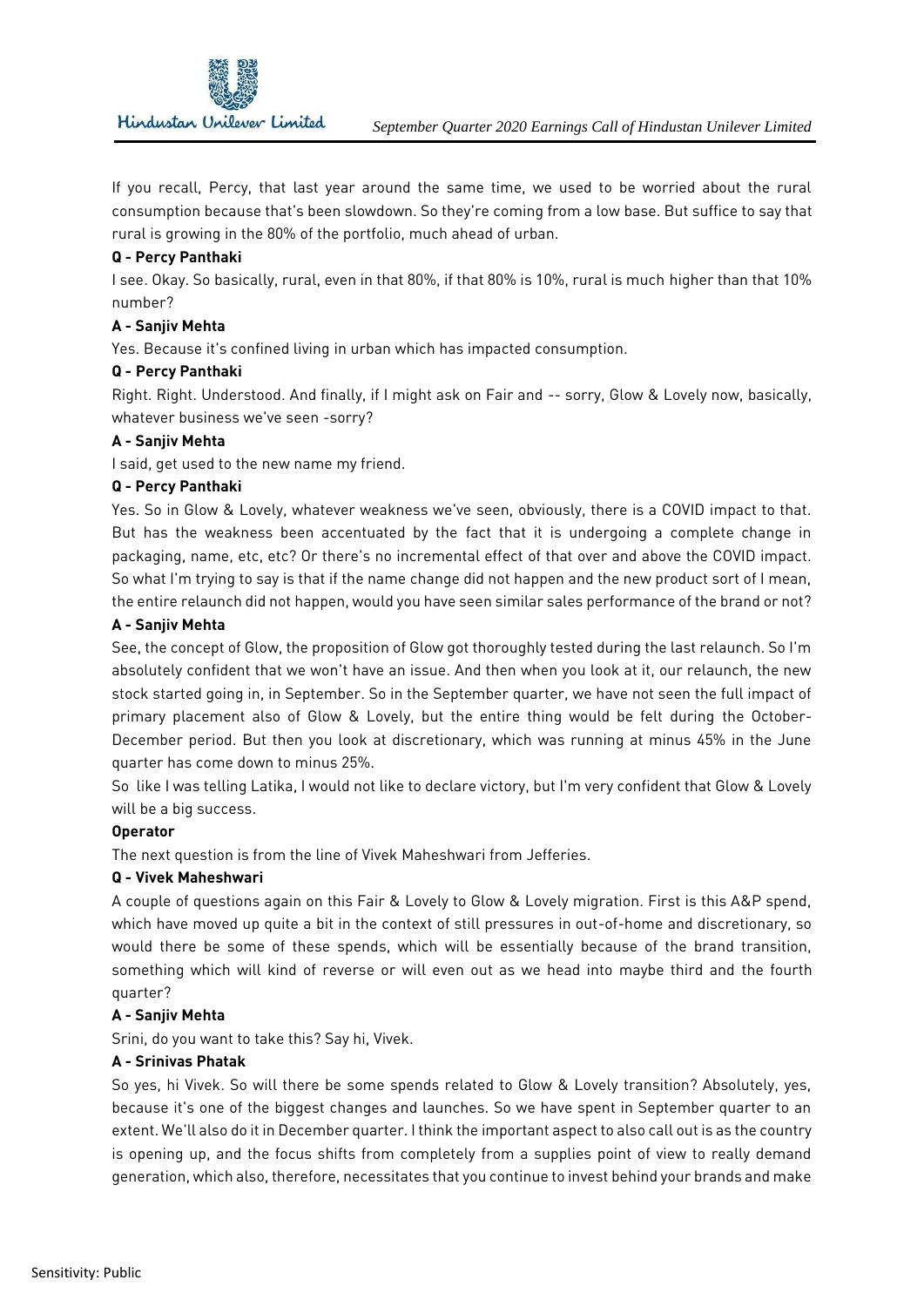If you recall, Percy, that last year around the same time, we used to be worried about the rural consumption because that's been slowdown. So they're coming from a low base. But suffice to say that rural is growing in the 80% of the portfolio, much ahead of urban.

**Q - Percy Panthaki**

I see. Okay. So basically, rural, even in that 80%, if that 80% is 10%, rural is much higher than that 10% number?

**A - Sanjiv Mehta**

Yes. Because it's confined living in urban which has impacted consumption.

**Q - Percy Panthaki**

Right. Right. Understood. And finally, if I might ask on Fair and -- sorry, Glow & Lovely now, basically, whatever business we've seen -sorry?

**A - Sanjiv Mehta**

I said, get used to the new name my friend.

**Q - Percy Panthaki**

Yes. So in Glow & Lovely, whatever weakness we've seen, obviously, there is a COVID impact to that. But has the weakness been accentuated by the fact that it is undergoing a complete change in packaging, name, etc, etc? Or there's no incremental effect of that over and above the COVID impact. So what I'm trying to say is that if the name change did not happen and the new product sort of I mean, the entire relaunch did not happen, would you have seen similar sales performance of the brand or not?

**A - Sanjiv Mehta**

See, the concept of Glow, the proposition of Glow got thoroughly tested during the last relaunch. So I'm absolutely confident that we won't have an issue. And then when you look at it, our relaunch, the new stock started going in, in September. So in the September quarter, we have not seen the full impact of primary placement also of Glow & Lovely, but the entire thing would be felt during the October-December period. But then you look at discretionary, which was running at minus 45% in the June quarter has come down to minus 25%.

So like I was telling Latika, I would not like to declare victory, but I'm very confident that Glow & Lovely will be a big success.

**Operator**

The next question is from the line of Vivek Maheshwari from Jefferies.

**Q - Vivek Maheshwari**

A couple of questions again on this Fair & Lovely to Glow & Lovely migration. First is this A&P spend, which have moved up quite a bit in the context of still pressures in out-of-home and discretionary, so would there be some of these spends, which will be essentially because of the brand transition, something which will kind of reverse or will even out as we head into maybe third and the fourth quarter?

**A - Sanjiv Mehta**

Srini, do you want to take this? Say hi, Vivek.

**A - Srinivas Phatak**

So yes, hi Vivek. So will there be some spends related to Glow & Lovely transition? Absolutely, yes, because it's one of the biggest changes and launches. So we have spent in September quarter to an extent. We'll also do it in December quarter. I think the important aspect to also call out is as the country is opening up, and the focus shifts from completely from a supplies point of view to really demand generation, which also, therefore, necessitates that you continue to invest behind your brands and make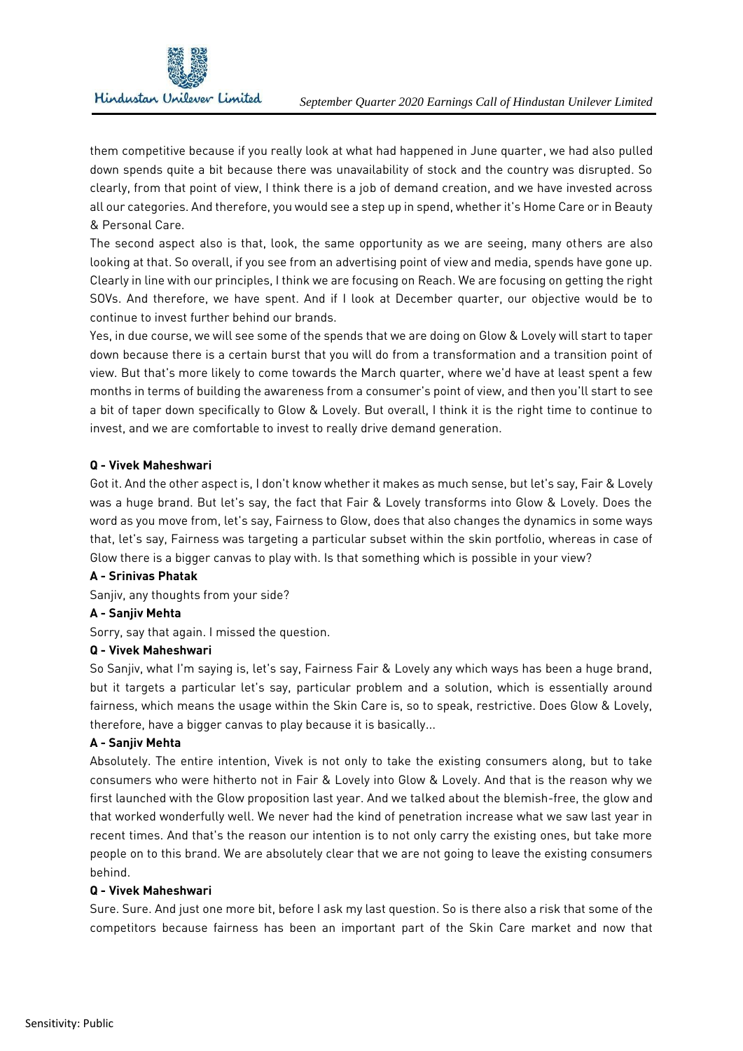them competitive because if you really look at what had happened in June quarter, we had also pulled down spends quite a bit because there was unavailability of stock and the country was disrupted. So clearly, from that point of view, I think there is a job of demand creation, and we have invested across all our categories. And therefore, you would see a step up in spend, whether it's Home Care or in Beauty & Personal Care.

The second aspect also is that, look, the same opportunity as we are seeing, many others are also looking at that. So overall, if you see from an advertising point of view and media, spends have gone up. Clearly in line with our principles, I think we are focusing on Reach. We are focusing on getting the right SOVs. And therefore, we have spent. And if I look at December quarter, our objective would be to continue to invest further behind our brands.

Yes, in due course, we will see some of the spends that we are doing on Glow & Lovely will start to taper down because there is a certain burst that you will do from a transformation and a transition point of view. But that's more likely to come towards the March quarter, where we'd have at least spent a few months in terms of building the awareness from a consumer's point of view, and then you'll start to see a bit of taper down specifically to Glow & Lovely. But overall, I think it is the right time to continue to invest, and we are comfortable to invest to really drive demand generation.

**Q - Vivek Maheshwari**

Got it. And the other aspect is, I don't know whether it makes as much sense, but let's say, Fair & Lovely was a huge brand. But let's say, the fact that Fair & Lovely transforms into Glow & Lovely. Does the word as you move from, let's say, Fairness to Glow, does that also changes the dynamics in some ways that, let's say, Fairness was targeting a particular subset within the skin portfolio, whereas in case of Glow there is a bigger canvas to play with. Is that something which is possible in your view?

**A - Srinivas Phatak**

Sanjiv, any thoughts from your side?

**A - Sanjiv Mehta**

Sorry, say that again. I missed the question.

**Q - Vivek Maheshwari**

So Sanjiv, what I'm saying is, let's say, Fairness Fair & Lovely any which ways has been a huge brand, but it targets a particular let's say, particular problem and a solution, which is essentially around fairness, which means the usage within the Skin Care is, so to speak, restrictive. Does Glow & Lovely, therefore, have a bigger canvas to play because it is basically...

**A - Sanjiv Mehta**

Absolutely. The entire intention, Vivek is not only to take the existing consumers along, but to take consumers who were hitherto not in Fair & Lovely into Glow & Lovely. And that is the reason why we first launched with the Glow proposition last year. And we talked about the blemish-free, the glow and that worked wonderfully well. We never had the kind of penetration increase what we saw last year in recent times. And that's the reason our intention is to not only carry the existing ones, but take more people on to this brand. We are absolutely clear that we are not going to leave the existing consumers behind.

**Q - Vivek Maheshwari**

Sure. Sure. And just one more bit, before I ask my last question. So is there also a risk that some of the competitors because fairness has been an important part of the Skin Care market and now that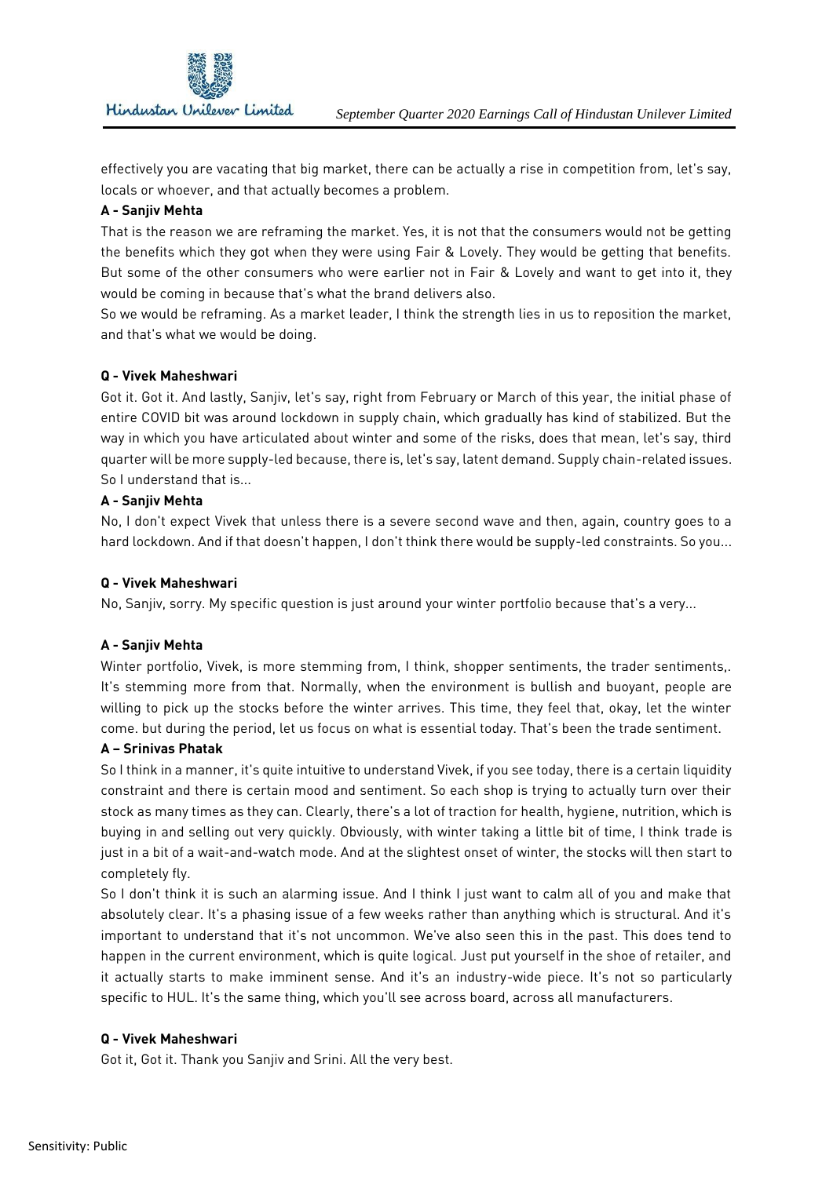effectively you are vacating that big market, there can be actually a rise in competition from, let's say, locals or whoever, and that actually becomes a problem.

**A - Sanjiv Mehta**

That is the reason we are reframing the market. Yes, it is not that the consumers would not be getting the benefits which they got when they were using Fair & Lovely. They would be getting that benefits. But some of the other consumers who were earlier not in Fair & Lovely and want to get into it, they would be coming in because that's what the brand delivers also.

So we would be reframing. As a market leader, I think the strength lies in us to reposition the market, and that's what we would be doing.

**Q - Vivek Maheshwari**

Got it. Got it. And lastly, Sanjiv, let's say, right from February or March of this year, the initial phase of entire COVID bit was around lockdown in supply chain, which gradually has kind of stabilized. But the way in which you have articulated about winter and some of the risks, does that mean, let's say, third quarter will be more supply-led because, there is, let's say, latent demand. Supply chain-related issues. So I understand that is...

**A - Sanjiv Mehta**

No, I don't expect Vivek that unless there is a severe second wave and then, again, country goes to a hard lockdown. And if that doesn't happen, I don't think there would be supply-led constraints. So you...

**Q - Vivek Maheshwari**

No, Sanjiv, sorry. My specific question is just around your winter portfolio because that's a very...

**A - Sanjiv Mehta**

Winter portfolio, Vivek, is more stemming from, I think, shopper sentiments, the trader sentiments,. It's stemming more from that. Normally, when the environment is bullish and buoyant, people are willing to pick up the stocks before the winter arrives. This time, they feel that, okay, let the winter come. but during the period, let us focus on what is essential today. That's been the trade sentiment.

**A – Srinivas Phatak**

So I think in a manner, it's quite intuitive to understand Vivek, if you see today, there is a certain liquidity constraint and there is certain mood and sentiment. So each shop is trying to actually turn over their stock as many times as they can. Clearly, there's a lot of traction for health, hygiene, nutrition, which is buying in and selling out very quickly. Obviously, with winter taking a little bit of time, I think trade is just in a bit of a wait-and-watch mode. And at the slightest onset of winter, the stocks will then start to completely fly.

So I don't think it is such an alarming issue. And I think I just want to calm all of you and make that absolutely clear. It's a phasing issue of a few weeks rather than anything which is structural. And it's important to understand that it's not uncommon. We've also seen this in the past. This does tend to happen in the current environment, which is quite logical. Just put yourself in the shoe of retailer, and it actually starts to make imminent sense. And it's an industry-wide piece. It's not so particularly specific to HUL. It's the same thing, which you'll see across board, across all manufacturers.

**Q - Vivek Maheshwari**

Got it, Got it. Thank you Sanjiv and Srini. All the very best.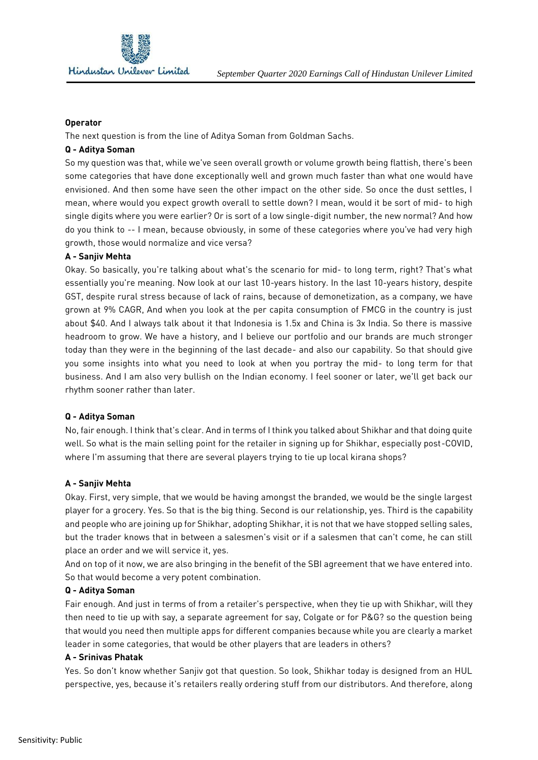**Operator**

The next question is from the line of Aditya Soman from Goldman Sachs.

**Q - Aditya Soman**

So my question was that, while we've seen overall growth or volume growth being flattish, there's been some categories that have done exceptionally well and grown much faster than what one would have envisioned. And then some have seen the other impact on the other side. So once the dust settles, I mean, where would you expect growth overall to settle down? I mean, would it be sort of mid- to high single digits where you were earlier? Or is sort of a low single-digit number, the new normal? And how do you think to -- I mean, because obviously, in some of these categories where you've had very high growth, those would normalize and vice versa?

**A - Sanjiv Mehta**

Okay. So basically, you're talking about what's the scenario for mid- to long term, right? That's what essentially you're meaning. Now look at our last 10-years history. In the last 10-years history, despite GST, despite rural stress because of lack of rains, because of demonetization, as a company, we have grown at 9% CAGR, And when you look at the per capita consumption of FMCG in the country is just about $40. And I always talk about it that Indonesia is 1.5x and China is 3x India. So there is massive headroom to grow. We have a history, and I believe our portfolio and our brands are much stronger today than they were in the beginning of the last decade- and also our capability. So that should give you some insights into what you need to look at when you portray the mid- to long term for that business. And I am also very bullish on the Indian economy. I feel sooner or later, we'll get back our rhythm sooner rather than later.

**Q - Aditya Soman**

No, fair enough. I think that's clear. And in terms of I think you talked about Shikhar and that doing quite well. So what is the main selling point for the retailer in signing up for Shikhar, especially post-COVID, where I'm assuming that there are several players trying to tie up local kirana shops?

**A - Sanjiv Mehta**

Okay. First, very simple, that we would be having amongst the branded, we would be the single largest player for a grocery. Yes. So that is the big thing. Second is our relationship, yes. Third is the capability and people who are joining up for Shikhar, adopting Shikhar, it is not that we have stopped selling sales, but the trader knows that in between a salesmen's visit or if a salesmen that can't come, he can still place an order and we will service it, yes.

And on top of it now, we are also bringing in the benefit of the SBI agreement that we have entered into. So that would become a very potent combination.

**Q - Aditya Soman**

Fair enough. And just in terms of from a retailer's perspective, when they tie up with Shikhar, will they then need to tie up with say, a separate agreement for say, Colgate or for P&G? so the question being that would you need then multiple apps for different companies because while you are clearly a market leader in some categories, that would be other players that are leaders in others?

**A - Srinivas Phatak**

Yes. So don't know whether Sanjiv got that question. So look, Shikhar today is designed from an HUL perspective, yes, because it's retailers really ordering stuff from our distributors. And therefore, along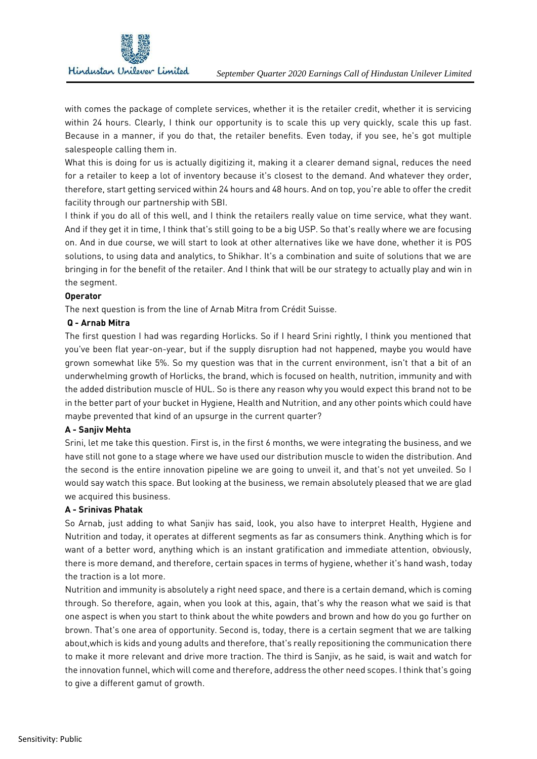with comes the package of complete services, whether it is the retailer credit, whether it is servicing within 24 hours. Clearly, I think our opportunity is to scale this up very quickly, scale this up fast. Because in a manner, if you do that, the retailer benefits. Even today, if you see, he's got multiple salespeople calling them in.

What this is doing for us is actually digitizing it, making it a clearer demand signal, reduces the need for a retailer to keep a lot of inventory because it's closest to the demand. And whatever they order, therefore, start getting serviced within 24 hours and 48 hours. And on top, you're able to offer the credit facility through our partnership with SBI.

I think if you do all of this well, and I think the retailers really value on time service, what they want. And if they get it in time, I think that's still going to be a big USP. So that's really where we are focusing on. And in due course, we will start to look at other alternatives like we have done, whether it is POS solutions, to using data and analytics, to Shikhar. It's a combination and suite of solutions that we are bringing in for the benefit of the retailer. And I think that will be our strategy to actually play and win in the segment.

**Operator**

The next question is from the line of Arnab Mitra from Crédit Suisse.

**Q - Arnab Mitra**

The first question I had was regarding Horlicks. So if I heard Srini rightly, I think you mentioned that you've been flat year-on-year, but if the supply disruption had not happened, maybe you would have grown somewhat like 5%. So my question was that in the current environment, isn't that a bit of an underwhelming growth of Horlicks, the brand, which is focused on health, nutrition, immunity and with the added distribution muscle of HUL. So is there any reason why you would expect this brand not to be in the better part of your bucket in Hygiene, Health and Nutrition, and any other points which could have maybe prevented that kind of an upsurge in the current quarter?

**A - Sanjiv Mehta**

Srini, let me take this question. First is, in the first 6 months, we were integrating the business, and we have still not gone to a stage where we have used our distribution muscle to widen the distribution. And the second is the entire innovation pipeline we are going to unveil it, and that's not yet unveiled. So I would say watch this space. But looking at the business, we remain absolutely pleased that we are glad we acquired this business.

**A - Srinivas Phatak**

So Arnab, just adding to what Sanjiv has said, look, you also have to interpret Health, Hygiene and Nutrition and today, it operates at different segments as far as consumers think. Anything which is for want of a better word, anything which is an instant gratification and immediate attention, obviously, there is more demand, and therefore, certain spaces in terms of hygiene, whether it's hand wash, today the traction is a lot more.

Nutrition and immunity is absolutely a right need space, and there is a certain demand, which is coming through. So therefore, again, when you look at this, again, that's why the reason what we said is that one aspect is when you start to think about the white powders and brown and how do you go further on brown. That's one area of opportunity. Second is, today, there is a certain segment that we are talking about,which is kids and young adults and therefore, that's really repositioning the communication there to make it more relevant and drive more traction. The third is Sanjiv, as he said, is wait and watch for the innovation funnel, which will come and therefore, address the other need scopes. I think that's going to give a different gamut of growth.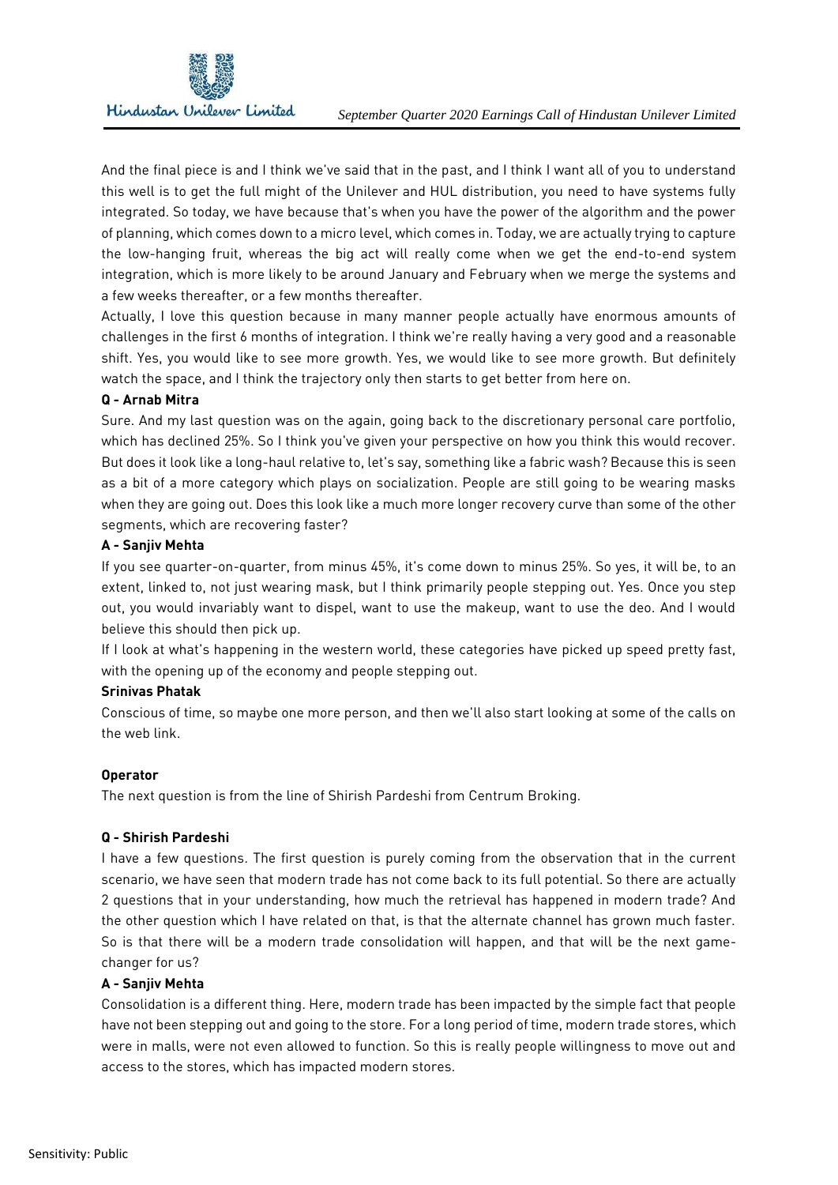And the final piece is and I think we've said that in the past, and I think I want all of you to understand this well is to get the full might of the Unilever and HUL distribution, you need to have systems fully integrated. So today, we have because that's when you have the power of the algorithm and the power of planning, which comes down to a micro level, which comes in. Today, we are actually trying to capture the low-hanging fruit, whereas the big act will really come when we get the end-to-end system integration, which is more likely to be around January and February when we merge the systems and a few weeks thereafter, or a few months thereafter.

Actually, I love this question because in many manner people actually have enormous amounts of challenges in the first 6 months of integration. I think we're really having a very good and a reasonable shift. Yes, you would like to see more growth. Yes, we would like to see more growth. But definitely watch the space, and I think the trajectory only then starts to get better from here on.

**Q - Arnab Mitra**

Sure. And my last question was on the again, going back to the discretionary personal care portfolio, which has declined 25%. So I think you've given your perspective on how you think this would recover. But does it look like a long-haul relative to, let's say, something like a fabric wash? Because this is seen as a bit of a more category which plays on socialization. People are still going to be wearing masks when they are going out. Does this look like a much more longer recovery curve than some of the other segments, which are recovering faster?

**A - Sanjiv Mehta**

If you see quarter-on-quarter, from minus 45%, it's come down to minus 25%. So yes, it will be, to an extent, linked to, not just wearing mask, but I think primarily people stepping out. Yes. Once you step out, you would invariably want to dispel, want to use the makeup, want to use the deo. And I would believe this should then pick up.

If I look at what's happening in the western world, these categories have picked up speed pretty fast, with the opening up of the economy and people stepping out.

**Srinivas Phatak**

Conscious of time, so maybe one more person, and then we'll also start looking at some of the calls on the web link.

**Operator**

The next question is from the line of Shirish Pardeshi from Centrum Broking.

**Q - Shirish Pardeshi**

I have a few questions. The first question is purely coming from the observation that in the current scenario, we have seen that modern trade has not come back to its full potential. So there are actually 2 questions that in your understanding, how much the retrieval has happened in modern trade? And the other question which I have related on that, is that the alternate channel has grown much faster. So is that there will be a modern trade consolidation will happen, and that will be the next game-changer for us?

**A - Sanjiv Mehta**

Consolidation is a different thing. Here, modern trade has been impacted by the simple fact that people have not been stepping out and going to the store. For a long period of time, modern trade stores, which were in malls, were not even allowed to function. So this is really people willingness to move out and access to the stores, which has impacted modern stores.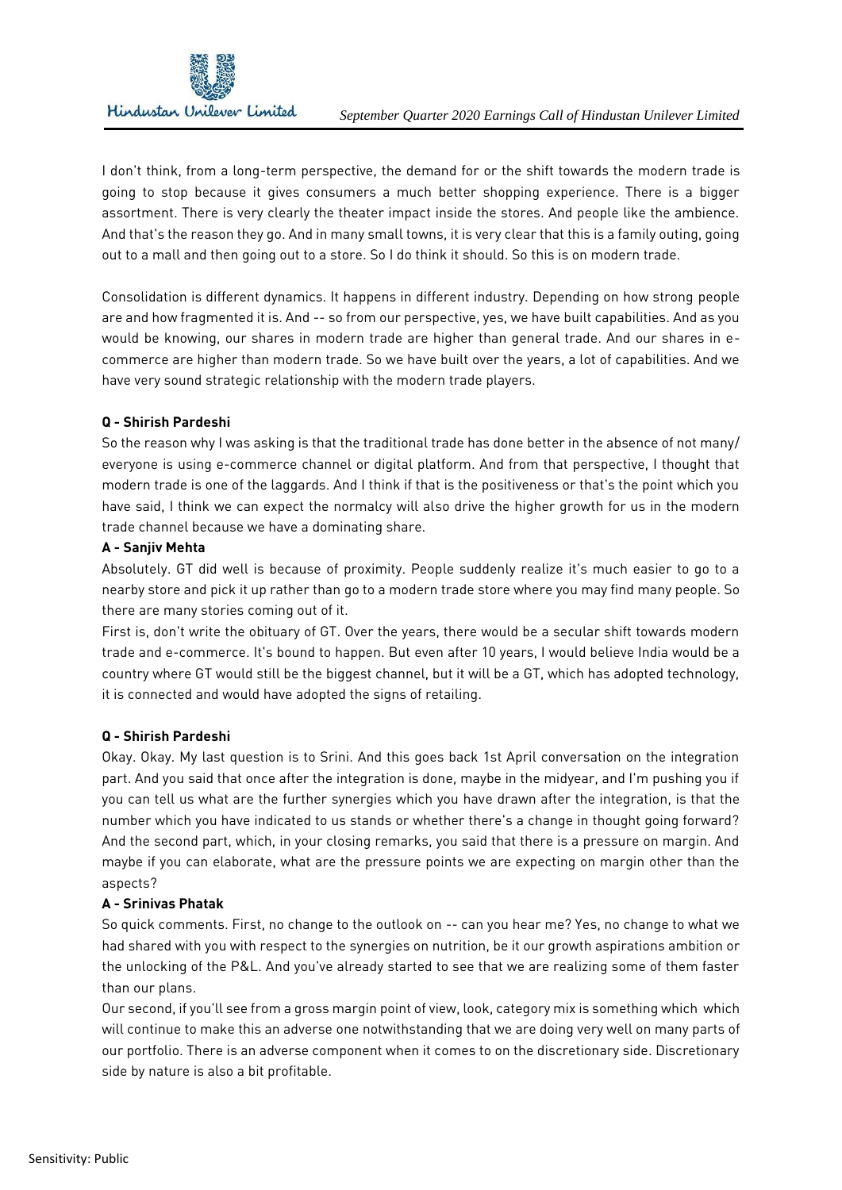I don't think, from a long-term perspective, the demand for or the shift towards the modern trade is going to stop because it gives consumers a much better shopping experience. There is a bigger assortment. There is very clearly the theater impact inside the stores. And people like the ambience. And that's the reason they go. And in many small towns, it is very clear that this is a family outing, going out to a mall and then going out to a store. So I do think it should. So this is on modern trade.

Consolidation is different dynamics. It happens in different industry. Depending on how strong people are and how fragmented it is. And -- so from our perspective, yes, we have built capabilities. And as you would be knowing, our shares in modern trade are higher than general trade. And our shares in e-commerce are higher than modern trade. So we have built over the years, a lot of capabilities. And we have very sound strategic relationship with the modern trade players.

**Q - Shirish Pardeshi**

So the reason why I was asking is that the traditional trade has done better in the absence of not many/ everyone is using e-commerce channel or digital platform. And from that perspective, I thought that modern trade is one of the laggards. And I think if that is the positiveness or that's the point which you have said, I think we can expect the normalcy will also drive the higher growth for us in the modern trade channel because we have a dominating share.

**A - Sanjiv Mehta**

Absolutely. GT did well is because of proximity. People suddenly realize it's much easier to go to a nearby store and pick it up rather than go to a modern trade store where you may find many people. So there are many stories coming out of it.

First is, don't write the obituary of GT. Over the years, there would be a secular shift towards modern trade and e-commerce. It's bound to happen. But even after 10 years, I would believe India would be a country where GT would still be the biggest channel, but it will be a GT, which has adopted technology, it is connected and would have adopted the signs of retailing.

**Q - Shirish Pardeshi**

Okay. Okay. My last question is to Srini. And this goes back 1st April conversation on the integration part. And you said that once after the integration is done, maybe in the midyear, and I'm pushing you if you can tell us what are the further synergies which you have drawn after the integration, is that the number which you have indicated to us stands or whether there's a change in thought going forward? And the second part, which, in your closing remarks, you said that there is a pressure on margin. And maybe if you can elaborate, what are the pressure points we are expecting on margin other than the aspects?

**A - Srinivas Phatak**

So quick comments. First, no change to the outlook on -- can you hear me? Yes, no change to what we had shared with you with respect to the synergies on nutrition, be it our growth aspirations ambition or the unlocking of the P&L. And you've already started to see that we are realizing some of them faster than our plans.

Our second, if you'll see from a gross margin point of view, look, category mix is something which which will continue to make this an adverse one notwithstanding that we are doing very well on many parts of our portfolio. There is an adverse component when it comes to on the discretionary side. Discretionary side by nature is also a bit profitable.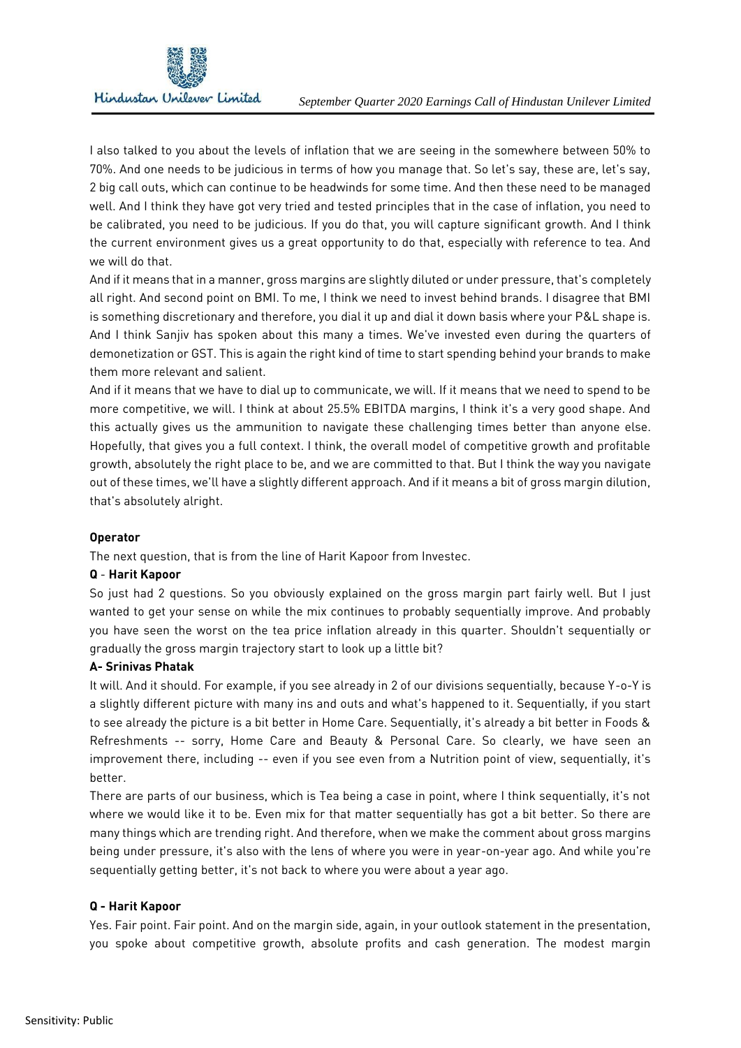I also talked to you about the levels of inflation that we are seeing in the somewhere between 50% to 70%. And one needs to be judicious in terms of how you manage that. So let's say, these are, let's say, 2 big call outs, which can continue to be headwinds for some time. And then these need to be managed well. And I think they have got very tried and tested principles that in the case of inflation, you need to be calibrated, you need to be judicious. If you do that, you will capture significant growth. And I think the current environment gives us a great opportunity to do that, especially with reference to tea. And we will do that.

And if it means that in a manner, gross margins are slightly diluted or under pressure, that's completely all right. And second point on BMI. To me, I think we need to invest behind brands. I disagree that BMI is something discretionary and therefore, you dial it up and dial it down basis where your P&L shape is. And I think Sanjiv has spoken about this many a times. We've invested even during the quarters of demonetization or GST. This is again the right kind of time to start spending behind your brands to make them more relevant and salient.

And if it means that we have to dial up to communicate, we will. If it means that we need to spend to be more competitive, we will. I think at about 25.5% EBITDA margins, I think it's a very good shape. And this actually gives us the ammunition to navigate these challenging times better than anyone else. Hopefully, that gives you a full context. I think, the overall model of competitive growth and profitable growth, absolutely the right place to be, and we are committed to that. But I think the way you navigate out of these times, we'll have a slightly different approach. And if it means a bit of gross margin dilution, that's absolutely alright.

**Operator**

The next question, that is from the line of Harit Kapoor from Investec.

**Q** - **Harit Kapoor**

So just had 2 questions. So you obviously explained on the gross margin part fairly well. But I just wanted to get your sense on while the mix continues to probably sequentially improve. And probably you have seen the worst on the tea price inflation already in this quarter. Shouldn't sequentially or gradually the gross margin trajectory start to look up a little bit?

**A- Srinivas Phatak**

It will. And it should. For example, if you see already in 2 of our divisions sequentially, because Y-o-Y is a slightly different picture with many ins and outs and what's happened to it. Sequentially, if you start to see already the picture is a bit better in Home Care. Sequentially, it's already a bit better in Foods & Refreshments -- sorry, Home Care and Beauty & Personal Care. So clearly, we have seen an improvement there, including -- even if you see even from a Nutrition point of view, sequentially, it's better.

There are parts of our business, which is Tea being a case in point, where I think sequentially, it's not where we would like it to be. Even mix for that matter sequentially has got a bit better. So there are many things which are trending right. And therefore, when we make the comment about gross margins being under pressure, it's also with the lens of where you were in year-on-year ago. And while you're sequentially getting better, it's not back to where you were about a year ago.

**Q - Harit Kapoor**

Yes. Fair point. Fair point. And on the margin side, again, in your outlook statement in the presentation, you spoke about competitive growth, absolute profits and cash generation. The modest margin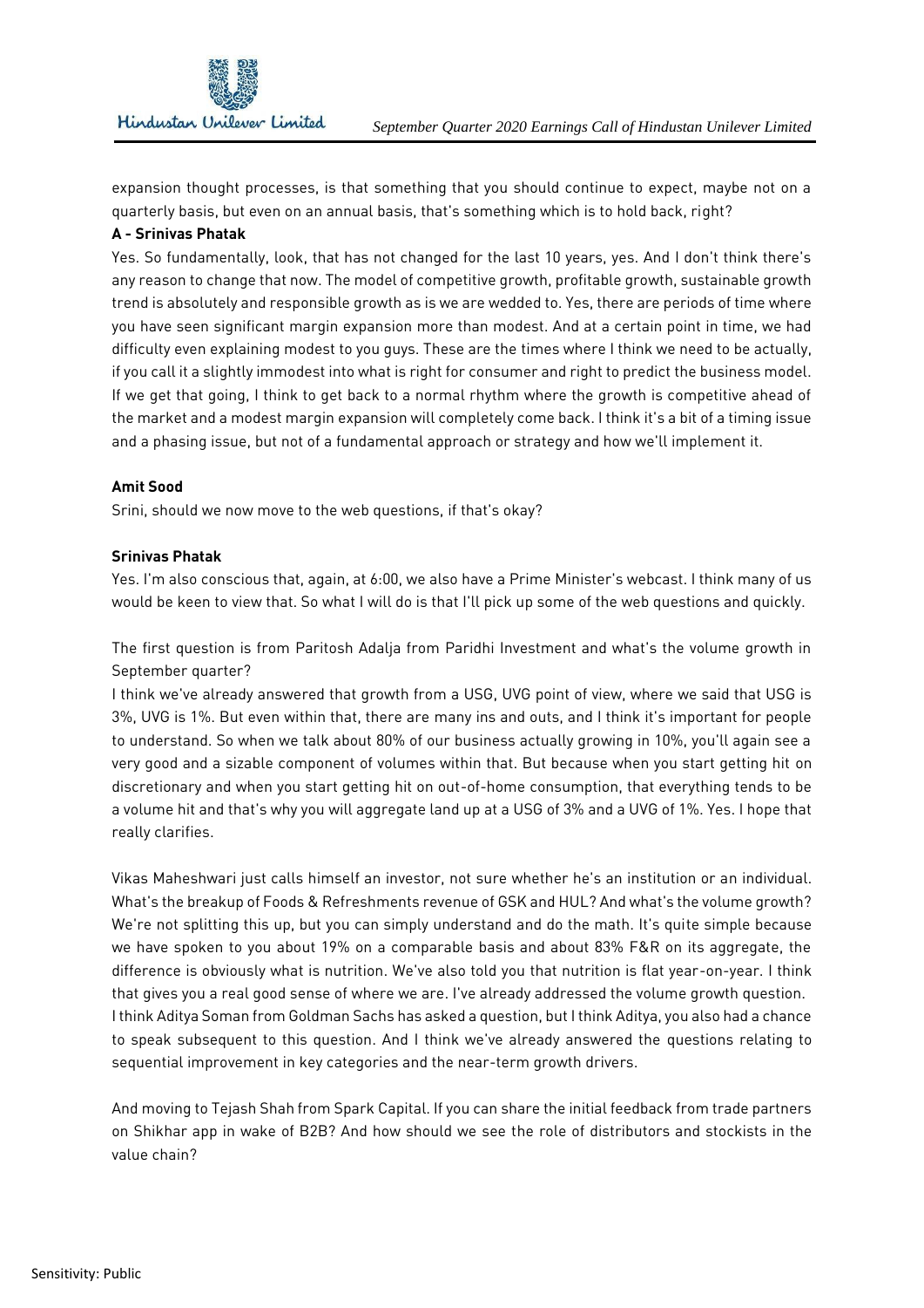expansion thought processes, is that something that you should continue to expect, maybe not on a quarterly basis, but even on an annual basis, that's something which is to hold back, right?

**A - Srinivas Phatak**

Yes. So fundamentally, look, that has not changed for the last 10 years, yes. And I don't think there's any reason to change that now. The model of competitive growth, profitable growth, sustainable growth trend is absolutely and responsible growth as is we are wedded to. Yes, there are periods of time where you have seen significant margin expansion more than modest. And at a certain point in time, we had difficulty even explaining modest to you guys. These are the times where I think we need to be actually, if you call it a slightly immodest into what is right for consumer and right to predict the business model. If we get that going, I think to get back to a normal rhythm where the growth is competitive ahead of the market and a modest margin expansion will completely come back. I think it's a bit of a timing issue and a phasing issue, but not of a fundamental approach or strategy and how we'll implement it.

**Amit Sood**

Srini, should we now move to the web questions, if that's okay?

**Srinivas Phatak**

Yes. I'm also conscious that, again, at 6:00, we also have a Prime Minister's webcast. I think many of us would be keen to view that. So what I will do is that I'll pick up some of the web questions and quickly.

The first question is from Paritosh Adalja from Paridhi Investment and what's the volume growth in September quarter?

I think we've already answered that growth from a USG, UVG point of view, where we said that USG is 3%, UVG is 1%. But even within that, there are many ins and outs, and I think it's important for people to understand. So when we talk about 80% of our business actually growing in 10%, you'll again see a very good and a sizable component of volumes within that. But because when you start getting hit on discretionary and when you start getting hit on out-of-home consumption, that everything tends to be a volume hit and that's why you will aggregate land up at a USG of 3% and a UVG of 1%. Yes. I hope that really clarifies.

Vikas Maheshwari just calls himself an investor, not sure whether he's an institution or an individual. What's the breakup of Foods & Refreshments revenue of GSK and HUL? And what's the volume growth? We're not splitting this up, but you can simply understand and do the math. It's quite simple because we have spoken to you about 19% on a comparable basis and about 83% F&R on its aggregate, the difference is obviously what is nutrition. We've also told you that nutrition is flat year-on-year. I think that gives you a real good sense of where we are. I've already addressed the volume growth question.

I think Aditya Soman from Goldman Sachs has asked a question, but I think Aditya, you also had a chance to speak subsequent to this question. And I think we've already answered the questions relating to sequential improvement in key categories and the near-term growth drivers.

And moving to Tejash Shah from Spark Capital. If you can share the initial feedback from trade partners on Shikhar app in wake of B2B? And how should we see the role of distributors and stockists in the value chain?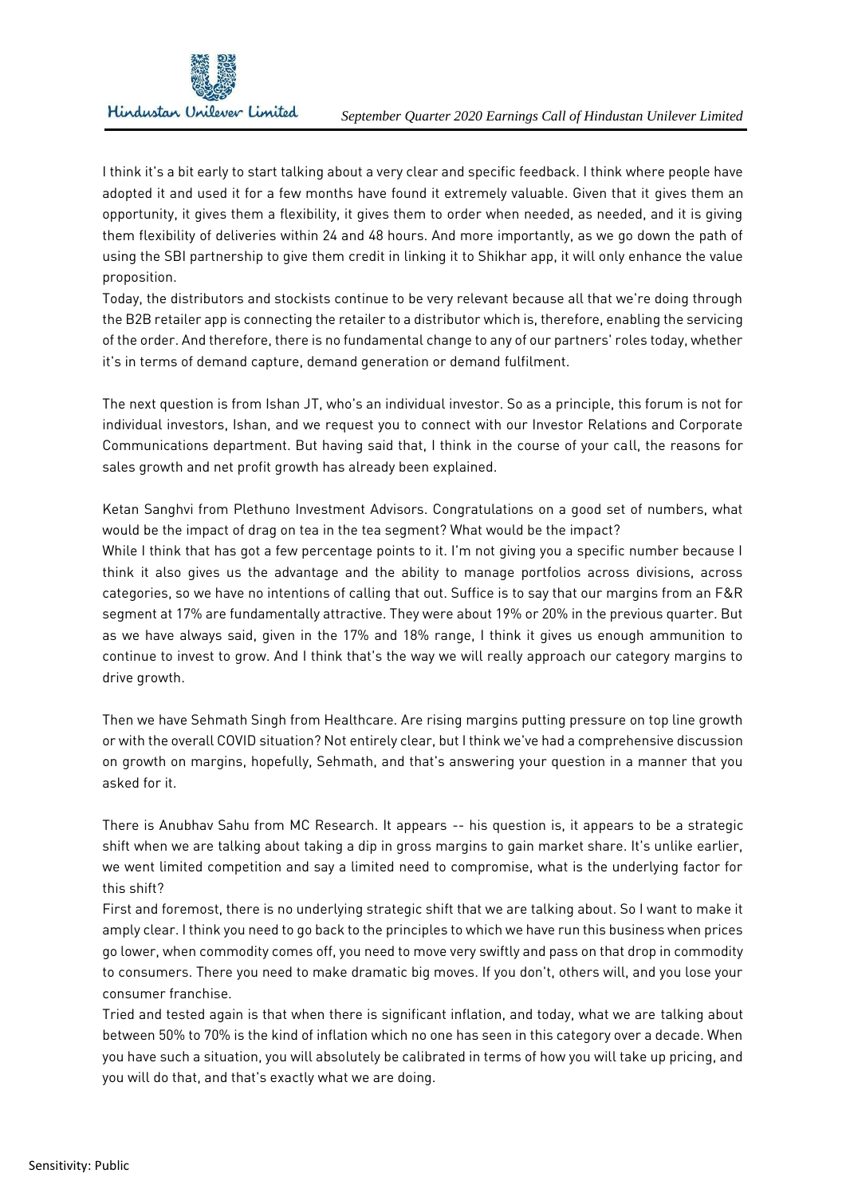I think it's a bit early to start talking about a very clear and specific feedback. I think where people have adopted it and used it for a few months have found it extremely valuable. Given that it gives them an opportunity, it gives them a flexibility, it gives them to order when needed, as needed, and it is giving them flexibility of deliveries within 24 and 48 hours. And more importantly, as we go down the path of using the SBI partnership to give them credit in linking it to Shikhar app, it will only enhance the value proposition.

Today, the distributors and stockists continue to be very relevant because all that we're doing through the B2B retailer app is connecting the retailer to a distributor which is, therefore, enabling the servicing of the order. And therefore, there is no fundamental change to any of our partners' roles today, whether it's in terms of demand capture, demand generation or demand fulfilment.

The next question is from Ishan JT, who's an individual investor. So as a principle, this forum is not for individual investors, Ishan, and we request you to connect with our Investor Relations and Corporate Communications department. But having said that, I think in the course of your call, the reasons for sales growth and net profit growth has already been explained.

Ketan Sanghvi from Plethuno Investment Advisors. Congratulations on a good set of numbers, what would be the impact of drag on tea in the tea segment? What would be the impact?

While I think that has got a few percentage points to it. I'm not giving you a specific number because I think it also gives us the advantage and the ability to manage portfolios across divisions, across categories, so we have no intentions of calling that out. Suffice is to say that our margins from an F&R segment at 17% are fundamentally attractive. They were about 19% or 20% in the previous quarter. But as we have always said, given in the 17% and 18% range, I think it gives us enough ammunition to continue to invest to grow. And I think that's the way we will really approach our category margins to drive growth.

Then we have Sehmath Singh from Healthcare. Are rising margins putting pressure on top line growth or with the overall COVID situation? Not entirely clear, but I think we've had a comprehensive discussion on growth on margins, hopefully, Sehmath, and that's answering your question in a manner that you asked for it.

There is Anubhav Sahu from MC Research. It appears -- his question is, it appears to be a strategic shift when we are talking about taking a dip in gross margins to gain market share. It's unlike earlier, we went limited competition and say a limited need to compromise, what is the underlying factor for this shift?

First and foremost, there is no underlying strategic shift that we are talking about. So I want to make it amply clear. I think you need to go back to the principles to which we have run this business when prices go lower, when commodity comes off, you need to move very swiftly and pass on that drop in commodity to consumers. There you need to make dramatic big moves. If you don't, others will, and you lose your consumer franchise.

Tried and tested again is that when there is significant inflation, and today, what we are talking about between 50% to 70% is the kind of inflation which no one has seen in this category over a decade. When you have such a situation, you will absolutely be calibrated in terms of how you will take up pricing, and you will do that, and that's exactly what we are doing.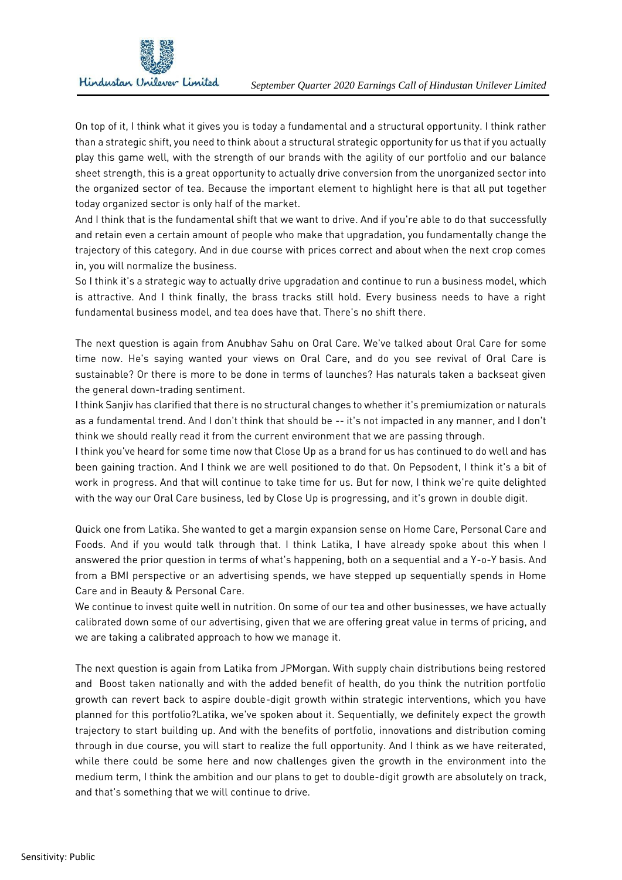On top of it, I think what it gives you is today a fundamental and a structural opportunity. I think rather than a strategic shift, you need to think about a structural strategic opportunity for us that if you actually play this game well, with the strength of our brands with the agility of our portfolio and our balance sheet strength, this is a great opportunity to actually drive conversion from the unorganized sector into the organized sector of tea. Because the important element to highlight here is that all put together today organized sector is only half of the market.

And I think that is the fundamental shift that we want to drive. And if you're able to do that successfully and retain even a certain amount of people who make that upgradation, you fundamentally change the trajectory of this category. And in due course with prices correct and about when the next crop comes in, you will normalize the business.

So I think it's a strategic way to actually drive upgradation and continue to run a business model, which is attractive. And I think finally, the brass tracks still hold. Every business needs to have a right fundamental business model, and tea does have that. There's no shift there.

The next question is again from Anubhav Sahu on Oral Care. We've talked about Oral Care for some time now. He's saying wanted your views on Oral Care, and do you see revival of Oral Care is sustainable? Or there is more to be done in terms of launches? Has naturals taken a backseat given the general down-trading sentiment.

I think Sanjiv has clarified that there is no structural changes to whether it's premiumization or naturals as a fundamental trend. And I don't think that should be -- it's not impacted in any manner, and I don't think we should really read it from the current environment that we are passing through.

I think you've heard for some time now that Close Up as a brand for us has continued to do well and has been gaining traction. And I think we are well positioned to do that. On Pepsodent, I think it's a bit of work in progress. And that will continue to take time for us. But for now, I think we're quite delighted with the way our Oral Care business, led by Close Up is progressing, and it's grown in double digit.

Quick one from Latika. She wanted to get a margin expansion sense on Home Care, Personal Care and Foods. And if you would talk through that. I think Latika, I have already spoke about this when I answered the prior question in terms of what's happening, both on a sequential and a Y-o-Y basis. And from a BMI perspective or an advertising spends, we have stepped up sequentially spends in Home Care and in Beauty & Personal Care.

We continue to invest quite well in nutrition. On some of our tea and other businesses, we have actually calibrated down some of our advertising, given that we are offering great value in terms of pricing, and we are taking a calibrated approach to how we manage it.

The next question is again from Latika from JPMorgan. With supply chain distributions being restored and Boost taken nationally and with the added benefit of health, do you think the nutrition portfolio growth can revert back to aspire double-digit growth within strategic interventions, which you have planned for this portfolio?Latika, we've spoken about it. Sequentially, we definitely expect the growth trajectory to start building up. And with the benefits of portfolio, innovations and distribution coming through in due course, you will start to realize the full opportunity. And I think as we have reiterated, while there could be some here and now challenges given the growth in the environment into the medium term, I think the ambition and our plans to get to double-digit growth are absolutely on track, and that's something that we will continue to drive.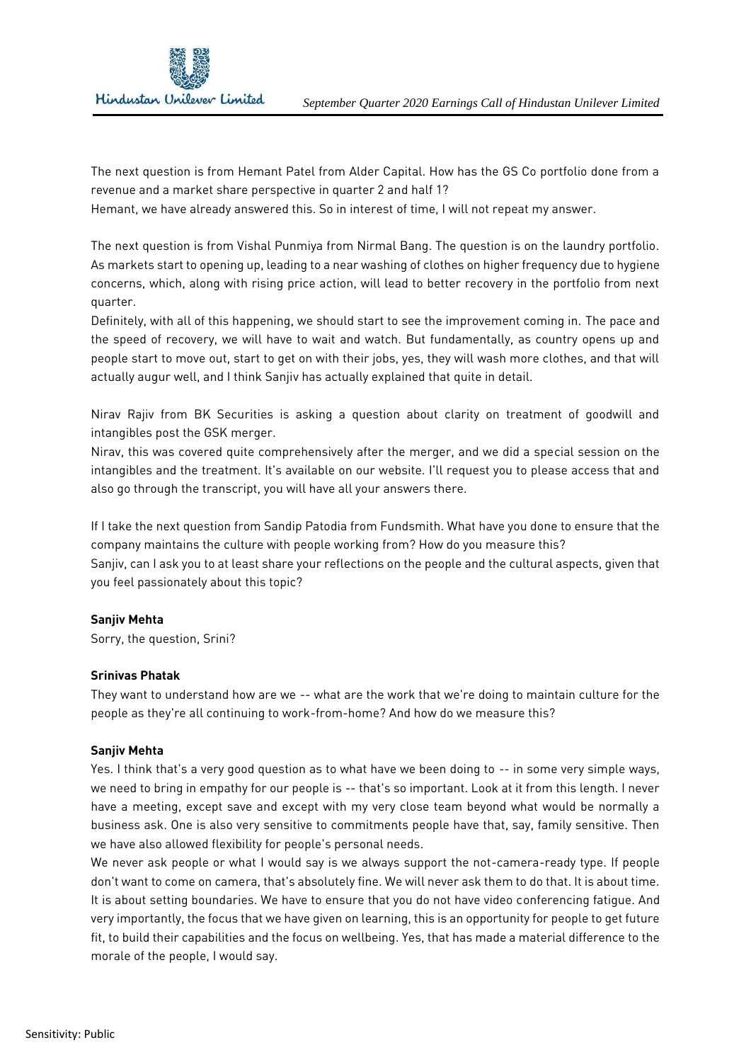The next question is from Hemant Patel from Alder Capital. How has the GS Co portfolio done from a revenue and a market share perspective in quarter 2 and half 1?

Hemant, we have already answered this. So in interest of time, I will not repeat my answer.

The next question is from Vishal Punmiya from Nirmal Bang. The question is on the laundry portfolio. As markets start to opening up, leading to a near washing of clothes on higher frequency due to hygiene concerns, which, along with rising price action, will lead to better recovery in the portfolio from next quarter.

Definitely, with all of this happening, we should start to see the improvement coming in. The pace and the speed of recovery, we will have to wait and watch. But fundamentally, as country opens up and people start to move out, start to get on with their jobs, yes, they will wash more clothes, and that will actually augur well, and I think Sanjiv has actually explained that quite in detail.

Nirav Rajiv from BK Securities is asking a question about clarity on treatment of goodwill and intangibles post the GSK merger.

Nirav, this was covered quite comprehensively after the merger, and we did a special session on the intangibles and the treatment. It's available on our website. I'll request you to please access that and also go through the transcript, you will have all your answers there.

If I take the next question from Sandip Patodia from Fundsmith. What have you done to ensure that the company maintains the culture with people working from? How do you measure this?

Sanjiv, can I ask you to at least share your reflections on the people and the cultural aspects, given that you feel passionately about this topic?

**Sanjiv Mehta**

Sorry, the question, Srini?

**Srinivas Phatak**

They want to understand how are we -- what are the work that we're doing to maintain culture for the people as they're all continuing to work-from-home? And how do we measure this?

**Sanjiv Mehta**

Yes. I think that's a very good question as to what have we been doing to -- in some very simple ways, we need to bring in empathy for our people is -- that's so important. Look at it from this length. I never have a meeting, except save and except with my very close team beyond what would be normally a business ask. One is also very sensitive to commitments people have that, say, family sensitive. Then we have also allowed flexibility for people's personal needs.

We never ask people or what I would say is we always support the not-camera-ready type. If people don't want to come on camera, that's absolutely fine. We will never ask them to do that. It is about time. It is about setting boundaries. We have to ensure that you do not have video conferencing fatigue. And very importantly, the focus that we have given on learning, this is an opportunity for people to get future fit, to build their capabilities and the focus on wellbeing. Yes, that has made a material difference to the morale of the people, I would say.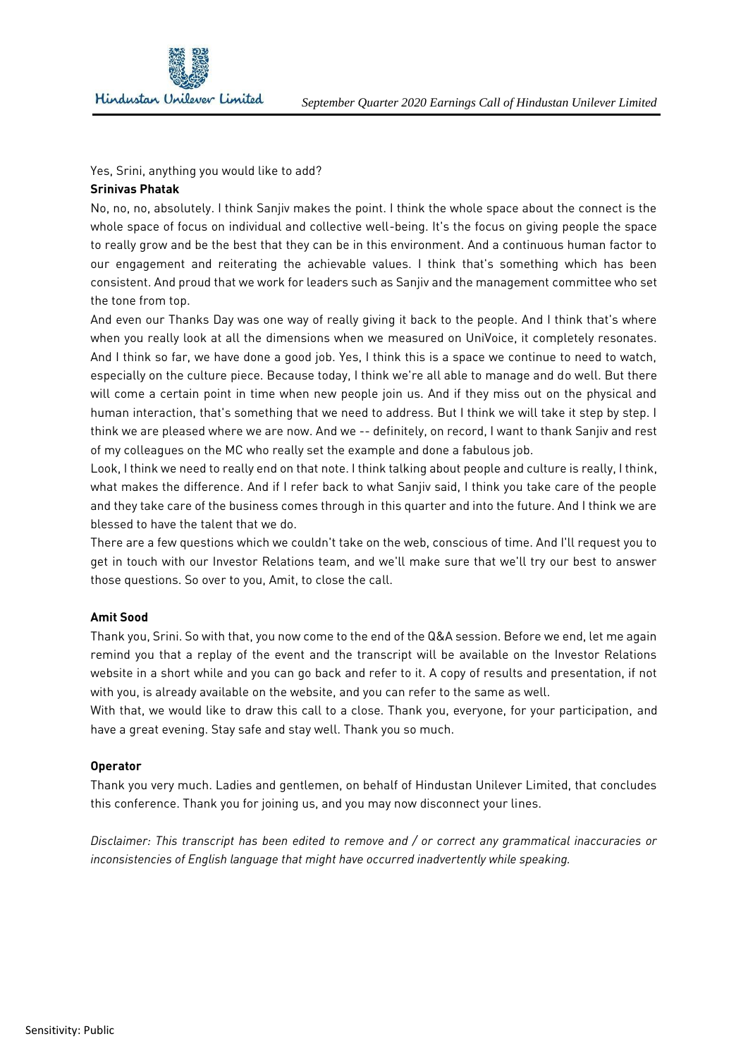Yes, Srini, anything you would like to add?

**Srinivas Phatak**

No, no, no, absolutely. I think Sanjiv makes the point. I think the whole space about the connect is the whole space of focus on individual and collective well-being. It's the focus on giving people the space to really grow and be the best that they can be in this environment. And a continuous human factor to our engagement and reiterating the achievable values. I think that's something which has been consistent. And proud that we work for leaders such as Sanjiv and the management committee who set the tone from top.

And even our Thanks Day was one way of really giving it back to the people. And I think that's where when you really look at all the dimensions when we measured on UniVoice, it completely resonates. And I think so far, we have done a good job. Yes, I think this is a space we continue to need to watch, especially on the culture piece. Because today, I think we're all able to manage and do well. But there will come a certain point in time when new people join us. And if they miss out on the physical and human interaction, that's something that we need to address. But I think we will take it step by step. I think we are pleased where we are now. And we -- definitely, on record, I want to thank Sanjiv and rest of my colleagues on the MC who really set the example and done a fabulous job.

Look, I think we need to really end on that note. I think talking about people and culture is really, I think, what makes the difference. And if I refer back to what Sanjiv said, I think you take care of the people and they take care of the business comes through in this quarter and into the future. And I think we are blessed to have the talent that we do.

There are a few questions which we couldn't take on the web, conscious of time. And I'll request you to get in touch with our Investor Relations team, and we'll make sure that we'll try our best to answer those questions. So over to you, Amit, to close the call.

**Amit Sood**

Thank you, Srini. So with that, you now come to the end of the Q&A session. Before we end, let me again remind you that a replay of the event and the transcript will be available on the Investor Relations website in a short while and you can go back and refer to it. A copy of results and presentation, if not with you, is already available on the website, and you can refer to the same as well.

With that, we would like to draw this call to a close. Thank you, everyone, for your participation, and have a great evening. Stay safe and stay well. Thank you so much.

**Operator**

Thank you very much. Ladies and gentlemen, on behalf of Hindustan Unilever Limited, that concludes this conference. Thank you for joining us, and you may now disconnect your lines.

*Disclaimer: This transcript has been edited to remove and / or correct any grammatical inaccuracies or inconsistencies of English language that might have occurred inadvertently while speaking.*